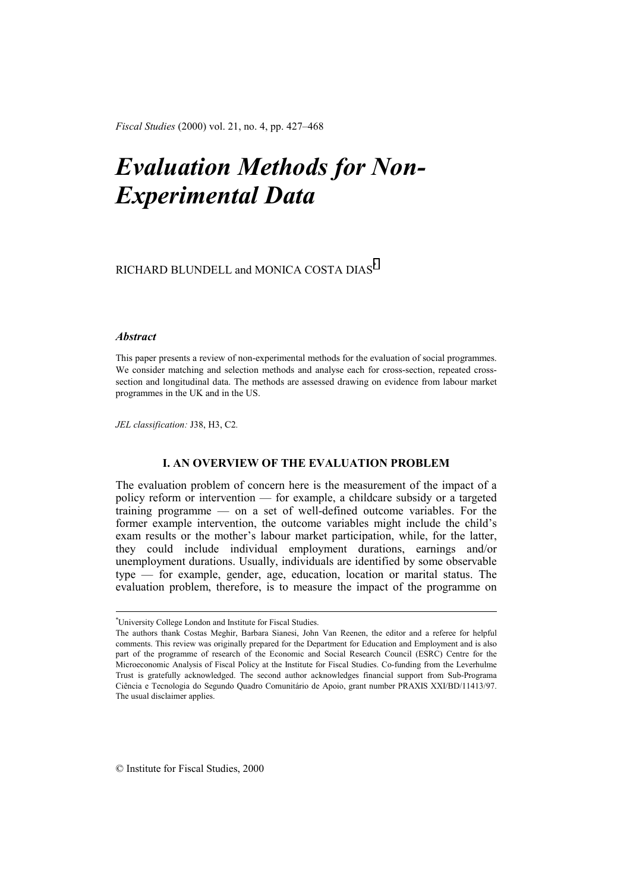*Fiscal Studies* (2000) vol. 21, no. 4, pp. 427–468

# *Evaluation Methods for Non-Experimental Data*

RICHARD BLUNDELL and MONICA COSTA DIAS[*]

### *Abstract*

This paper presents a review of non-experimental methods for the evaluation of social programmes. We consider matching and selection methods and analyse each for cross-section, repeated cross-section and longitudinal data. The methods are assessed drawing on evidence from labour market programmes in the UK and in the US.

*JEL classification:* J38, H3, C2.

## I. AN OVERVIEW OF THE EVALUATION PROBLEM

The evaluation problem of concern here is the measurement of the impact of a policy reform or intervention — for example, a childcare subsidy or a targeted training programme — on a set of well-defined outcome variables. For the former example intervention, the outcome variables might include the child's exam results or the mother's labour market participation, while, for the latter, they could include individual employment durations, earnings and/or unemployment durations. Usually, individuals are identified by some observable type — for example, gender, age, education, location or marital status. The evaluation problem, therefore, is to measure the impact of the programme on

---

[*]University College London and Institute for Fiscal Studies.

The authors thank Costas Meghir, Barbara Sianesi, John Van Reenen, the editor and a referee for helpful comments. This review was originally prepared for the Department for Education and Employment and is also part of the programme of research of the Economic and Social Research Council (ESRC) Centre for the Microeconomic Analysis of Fiscal Policy at the Institute for Fiscal Studies. Co-funding from the Leverhulme Trust is gratefully acknowledged. The second author acknowledges financial support from Sub-Programa Ciência e Tecnologia do Segundo Quadro Comunitário de Apoio, grant number PRAXIS XXI/BD/11413/97. The usual disclaimer applies.

© Institute for Fiscal Studies, 2000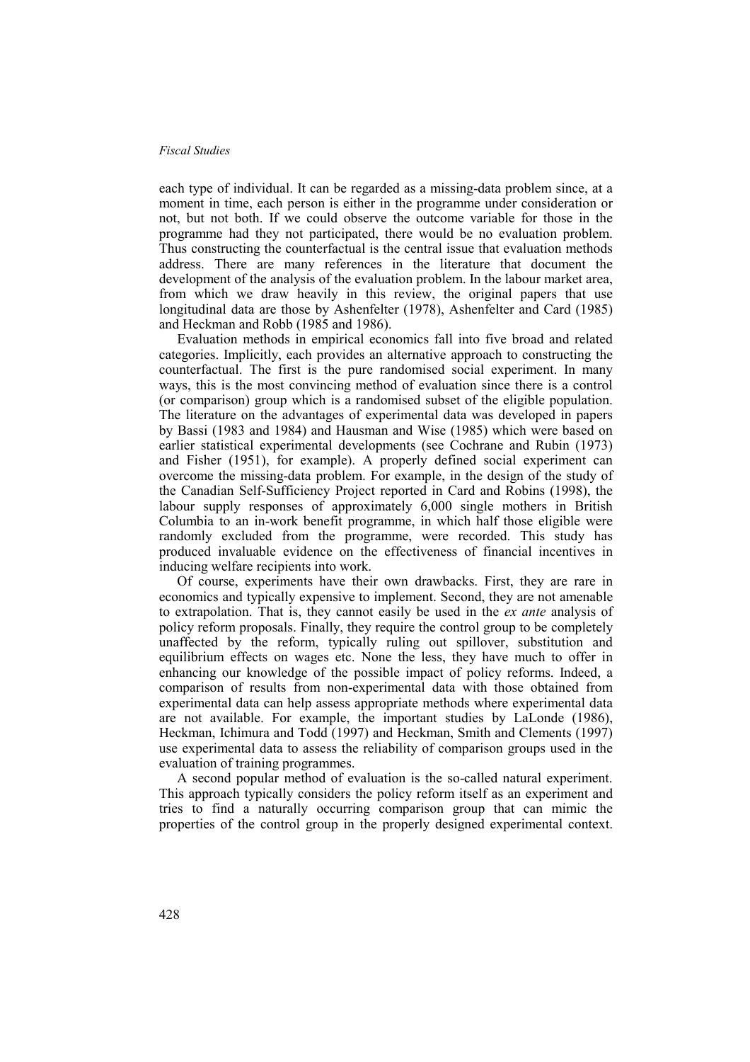each type of individual. It can be regarded as a missing-data problem since, at a moment in time, each person is either in the programme under consideration or not, but not both. If we could observe the outcome variable for those in the programme had they not participated, there would be no evaluation problem. Thus constructing the counterfactual is the central issue that evaluation methods address. There are many references in the literature that document the development of the analysis of the evaluation problem. In the labour market area, from which we draw heavily in this review, the original papers that use longitudinal data are those by Ashenfelter (1978), Ashenfelter and Card (1985) and Heckman and Robb (1985 and 1986).

Evaluation methods in empirical economics fall into five broad and related categories. Implicitly, each provides an alternative approach to constructing the counterfactual. The first is the pure randomised social experiment. In many ways, this is the most convincing method of evaluation since there is a control (or comparison) group which is a randomised subset of the eligible population. The literature on the advantages of experimental data was developed in papers by Bassi (1983 and 1984) and Hausman and Wise (1985) which were based on earlier statistical experimental developments (see Cochrane and Rubin (1973) and Fisher (1951), for example). A properly defined social experiment can overcome the missing-data problem. For example, in the design of the study of the Canadian Self-Sufficiency Project reported in Card and Robins (1998), the labour supply responses of approximately 6,000 single mothers in British Columbia to an in-work benefit programme, in which half those eligible were randomly excluded from the programme, were recorded. This study has produced invaluable evidence on the effectiveness of financial incentives in inducing welfare recipients into work.

Of course, experiments have their own drawbacks. First, they are rare in economics and typically expensive to implement. Second, they are not amenable to extrapolation. That is, they cannot easily be used in the *ex ante* analysis of policy reform proposals. Finally, they require the control group to be completely unaffected by the reform, typically ruling out spillover, substitution and equilibrium effects on wages etc. None the less, they have much to offer in enhancing our knowledge of the possible impact of policy reforms. Indeed, a comparison of results from non-experimental data with those obtained from experimental data can help assess appropriate methods where experimental data are not available. For example, the important studies by LaLonde (1986), Heckman, Ichimura and Todd (1997) and Heckman, Smith and Clements (1997) use experimental data to assess the reliability of comparison groups used in the evaluation of training programmes.

A second popular method of evaluation is the so-called natural experiment. This approach typically considers the policy reform itself as an experiment and tries to find a naturally occurring comparison group that can mimic the properties of the control group in the properly designed experimental context.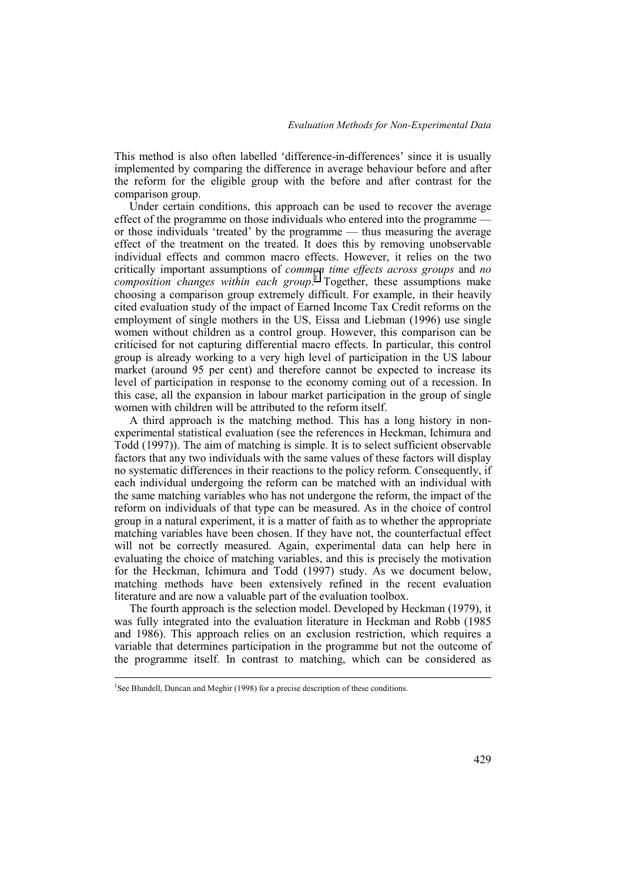This method is also often labelled 'difference-in-differences' since it is usually implemented by comparing the difference in average behaviour before and after the reform for the eligible group with the before and after contrast for the comparison group.

Under certain conditions, this approach can be used to recover the average effect of the programme on those individuals who entered into the programme — or those individuals 'treated' by the programme — thus measuring the average effect of the treatment on the treated. It does this by removing unobservable individual effects and common macro effects. However, it relies on the two critically important assumptions of *common time effects across groups* and *no composition changes within each group*.[1] Together, these assumptions make choosing a comparison group extremely difficult. For example, in their heavily cited evaluation study of the impact of Earned Income Tax Credit reforms on the employment of single mothers in the US, Eissa and Liebman (1996) use single women without children as a control group. However, this comparison can be criticised for not capturing differential macro effects. In particular, this control group is already working to a very high level of participation in the US labour market (around 95 per cent) and therefore cannot be expected to increase its level of participation in response to the economy coming out of a recession. In this case, all the expansion in labour market participation in the group of single women with children will be attributed to the reform itself.

A third approach is the matching method. This has a long history in non-experimental statistical evaluation (see the references in Heckman, Ichimura and Todd (1997)). The aim of matching is simple. It is to select sufficient observable factors that any two individuals with the same values of these factors will display no systematic differences in their reactions to the policy reform. Consequently, if each individual undergoing the reform can be matched with an individual with the same matching variables who has not undergone the reform, the impact of the reform on individuals of that type can be measured. As in the choice of control group in a natural experiment, it is a matter of faith as to whether the appropriate matching variables have been chosen. If they have not, the counterfactual effect will not be correctly measured. Again, experimental data can help here in evaluating the choice of matching variables, and this is precisely the motivation for the Heckman, Ichimura and Todd (1997) study. As we document below, matching methods have been extensively refined in the recent evaluation literature and are now a valuable part of the evaluation toolbox.

The fourth approach is the selection model. Developed by Heckman (1979), it was fully integrated into the evaluation literature in Heckman and Robb (1985 and 1986). This approach relies on an exclusion restriction, which requires a variable that determines participation in the programme but not the outcome of the programme itself. In contrast to matching, which can be considered as

[1] See Blundell, Duncan and Meghir (1998) for a precise description of these conditions.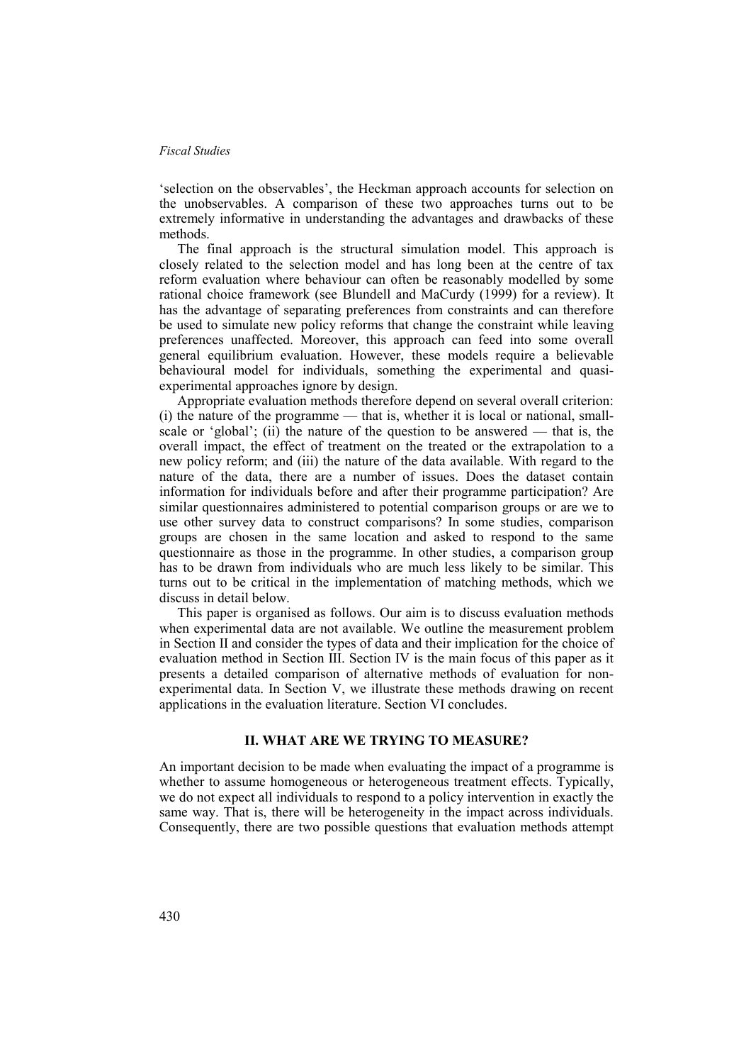'selection on the observables', the Heckman approach accounts for selection on the unobservables. A comparison of these two approaches turns out to be extremely informative in understanding the advantages and drawbacks of these methods.

The final approach is the structural simulation model. This approach is closely related to the selection model and has long been at the centre of tax reform evaluation where behaviour can often be reasonably modelled by some rational choice framework (see Blundell and MaCurdy (1999) for a review). It has the advantage of separating preferences from constraints and can therefore be used to simulate new policy reforms that change the constraint while leaving preferences unaffected. Moreover, this approach can feed into some overall general equilibrium evaluation. However, these models require a believable behavioural model for individuals, something the experimental and quasi-experimental approaches ignore by design.

Appropriate evaluation methods therefore depend on several overall criterion: (i) the nature of the programme — that is, whether it is local or national, small-scale or 'global'; (ii) the nature of the question to be answered — that is, the overall impact, the effect of treatment on the treated or the extrapolation to a new policy reform; and (iii) the nature of the data available. With regard to the nature of the data, there are a number of issues. Does the dataset contain information for individuals before and after their programme participation? Are similar questionnaires administered to potential comparison groups or are we to use other survey data to construct comparisons? In some studies, comparison groups are chosen in the same location and asked to respond to the same questionnaire as those in the programme. In other studies, a comparison group has to be drawn from individuals who are much less likely to be similar. This turns out to be critical in the implementation of matching methods, which we discuss in detail below.

This paper is organised as follows. Our aim is to discuss evaluation methods when experimental data are not available. We outline the measurement problem in Section II and consider the types of data and their implication for the choice of evaluation method in Section III. Section IV is the main focus of this paper as it presents a detailed comparison of alternative methods of evaluation for non-experimental data. In Section V, we illustrate these methods drawing on recent applications in the evaluation literature. Section VI concludes.

## II. WHAT ARE WE TRYING TO MEASURE?

An important decision to be made when evaluating the impact of a programme is whether to assume homogeneous or heterogeneous treatment effects. Typically, we do not expect all individuals to respond to a policy intervention in exactly the same way. That is, there will be heterogeneity in the impact across individuals. Consequently, there are two possible questions that evaluation methods attempt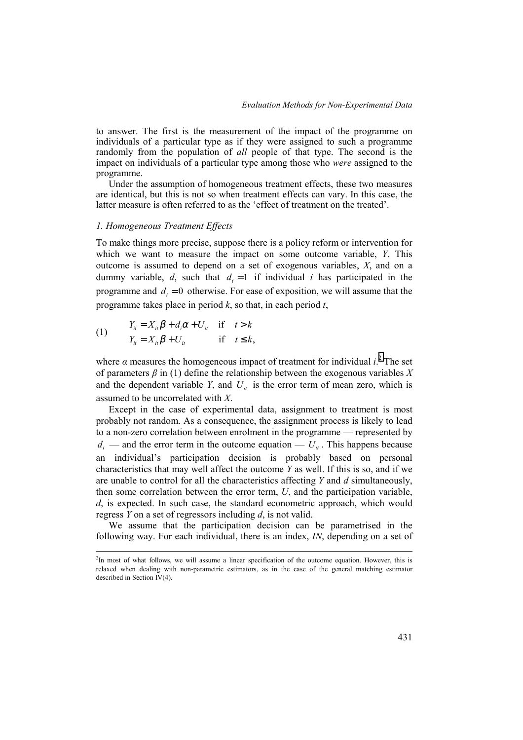to answer. The first is the measurement of the impact of the programme on individuals of a particular type as if they were assigned to such a programme randomly from the population of *all* people of that type. The second is the impact on individuals of a particular type among those who *were* assigned to the programme.

Under the assumption of homogeneous treatment effects, these two measures are identical, but this is not so when treatment effects can vary. In this case, the latter measure is often referred to as the 'effect of treatment on the treated'.

### *1. Homogeneous Treatment Effects*

To make things more precise, suppose there is a policy reform or intervention for which we want to measure the impact on some outcome variable, $Y$. This outcome is assumed to depend on a set of exogenous variables, $X$, and on a dummy variable, $d$, such that $d_i = 1$ if individual $i$ has participated in the programme and $d_i = 0$ otherwise. For ease of exposition, we will assume that the programme takes place in period $k$, so that, in each period $t$,

$$
(1) \qquad
\begin{aligned}
Y_{it} &= X_{it}\beta + d_i\alpha + U_{it} \quad &\text{if} \quad t > k \\
Y_{it} &= X_{it}\beta + U_{it} \quad &\text{if} \quad t \leq k,
\end{aligned}
$$

where $\alpha$ measures the homogeneous impact of treatment for individual $i$.[2] The set of parameters $\beta$ in (1) define the relationship between the exogenous variables $X$ and the dependent variable $Y$, and $U_{it}$ is the error term of mean zero, which is assumed to be uncorrelated with $X$.

Except in the case of experimental data, assignment to treatment is most probably not random. As a consequence, the assignment process is likely to lead to a non-zero correlation between enrolment in the programme — represented by $d_i$ — and the error term in the outcome equation — $U_{it}$. This happens because an individual's participation decision is probably based on personal characteristics that may well affect the outcome $Y$ as well. If this is so, and if we are unable to control for all the characteristics affecting $Y$ and $d$ simultaneously, then some correlation between the error term, $U$, and the participation variable, $d$, is expected. In such case, the standard econometric approach, which would regress $Y$ on a set of regressors including $d$, is not valid.

We assume that the participation decision can be parametrised in the following way. For each individual, there is an index, $IN$, depending on a set of

[2] In most of what follows, we will assume a linear specification of the outcome equation. However, this is relaxed when dealing with non-parametric estimators, as in the case of the general matching estimator described in Section IV(4).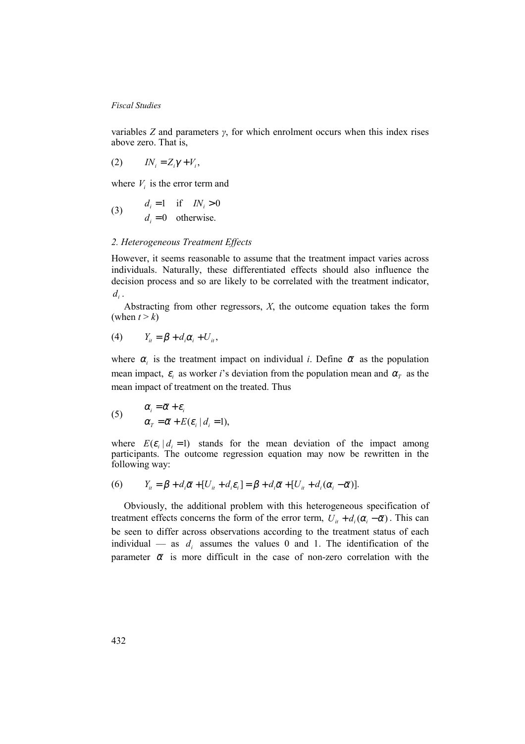variables $Z$ and parameters $\gamma$, for which enrolment occurs when this index rises above zero. That is,

$$(2) \qquad IN_i = Z_i\gamma + V_i,$$

where $V_i$ is the error term and

$$(3) \qquad \begin{array}{l} d_i = 1 \quad \text{if} \quad IN_i > 0 \\ d_i = 0 \quad \text{otherwise.} \end{array}$$

*2. Heterogeneous Treatment Effects*

However, it seems reasonable to assume that the treatment impact varies across individuals. Naturally, these differentiated effects should also influence the decision process and so are likely to be correlated with the treatment indicator, $d_i$.

Abstracting from other regressors, $X$, the outcome equation takes the form (when $t > k$)

$$(4) \qquad Y_{it} = \beta + d_i\alpha_i + U_{it},$$

where $\alpha_i$ is the treatment impact on individual $i$. Define $\bar{\alpha}$ as the population mean impact, $\varepsilon_i$ as worker $i$'s deviation from the population mean and $\alpha_T$ as the mean impact of treatment on the treated. Thus

$$(5) \qquad \begin{array}{l} \alpha_i = \bar{\alpha} + \varepsilon_i \\ \alpha_T = \bar{\alpha} + E(\varepsilon_i \mid d_i = 1), \end{array}$$

where $E(\varepsilon_i \mid d_i = 1)$ stands for the mean deviation of the impact among participants. The outcome regression equation may now be rewritten in the following way:

$$(6) \qquad Y_{it} = \beta + d_i\bar{\alpha} + [U_{it} + d_i\varepsilon_i] = \beta + d_i\bar{\alpha} + [U_{it} + d_i(\alpha_i - \bar{\alpha})].$$

Obviously, the additional problem with this heterogeneous specification of treatment effects concerns the form of the error term, $U_{it} + d_i(\alpha_i - \bar{\alpha})$. This can be seen to differ across observations according to the treatment status of each individual — as $d_i$ assumes the values 0 and 1. The identification of the parameter $\bar{\alpha}$ is more difficult in the case of non-zero correlation with the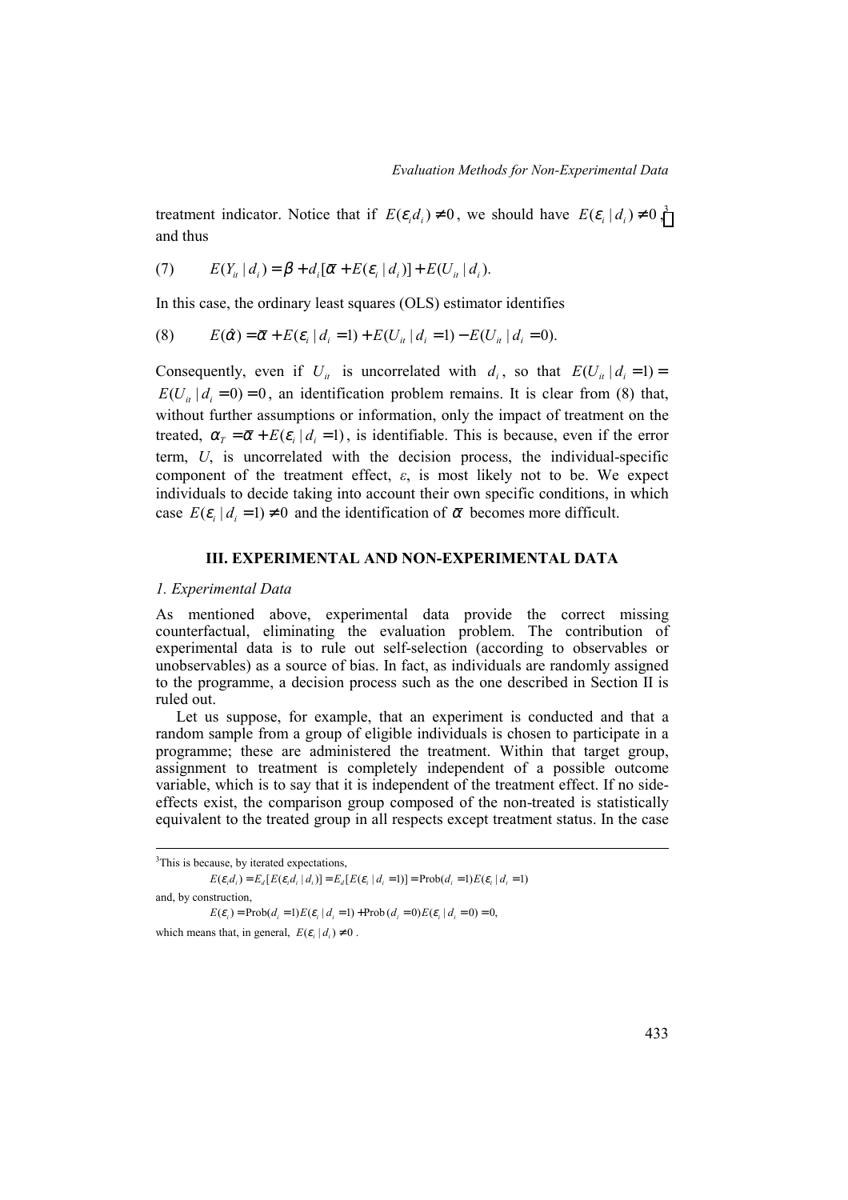treatment indicator. Notice that if $E(\varepsilon_i d_i) \neq 0$, we should have $E(\varepsilon_i \mid d_i) \neq 0$,[3] and thus

$$(7) \qquad E(Y_{it} \mid d_i) = \beta + d_i[\bar{\alpha} + E(\varepsilon_i \mid d_i)] + E(U_{it} \mid d_i).$$

In this case, the ordinary least squares (OLS) estimator identifies

$$(8) \qquad E(\hat{\alpha}) = \bar{\alpha} + E(\varepsilon_i \mid d_i = 1) + E(U_{it} \mid d_i = 1) - E(U_{it} \mid d_i = 0).$$

Consequently, even if $U_{it}$ is uncorrelated with $d_i$, so that $E(U_{it} \mid d_i = 1) = E(U_{it} \mid d_i = 0) = 0$, an identification problem remains. It is clear from (8) that, without further assumptions or information, only the impact of treatment on the treated, $\alpha_T = \bar{\alpha} + E(\varepsilon_i \mid d_i = 1)$, is identifiable. This is because, even if the error term, *U*, is uncorrelated with the decision process, the individual-specific component of the treatment effect, $\varepsilon$, is most likely not to be. We expect individuals to decide taking into account their own specific conditions, in which case $E(\varepsilon_i \mid d_i = 1) \neq 0$ and the identification of $\bar{\alpha}$ becomes more difficult.

## III. EXPERIMENTAL AND NON-EXPERIMENTAL DATA

### *1. Experimental Data*

As mentioned above, experimental data provide the correct missing counterfactual, eliminating the evaluation problem. The contribution of experimental data is to rule out self-selection (according to observables or unobservables) as a source of bias. In fact, as individuals are randomly assigned to the programme, a decision process such as the one described in Section II is ruled out.

Let us suppose, for example, that an experiment is conducted and that a random sample from a group of eligible individuals is chosen to participate in a programme; these are administered the treatment. Within that target group, assignment to treatment is completely independent of a possible outcome variable, which is to say that it is independent of the treatment effect. If no side-effects exist, the comparison group composed of the non-treated is statistically equivalent to the treated group in all respects except treatment status. In the case

---

[3] This is because, by iterated expectations,

$$E(\varepsilon_i d_i) = E_d[E(\varepsilon_i d_i \mid d_i)] = E_d[E(\varepsilon_i \mid d_i = 1)] = \text{Prob}(d_i = 1)E(\varepsilon_i \mid d_i = 1)$$

and, by construction,

$$E(\varepsilon_i) = \text{Prob}(d_i = 1)E(\varepsilon_i \mid d_i = 1) + \text{Prob}(d_i = 0)E(\varepsilon_i \mid d_i = 0) = 0,$$

which means that, in general, $E(\varepsilon_i \mid d_i) \neq 0$.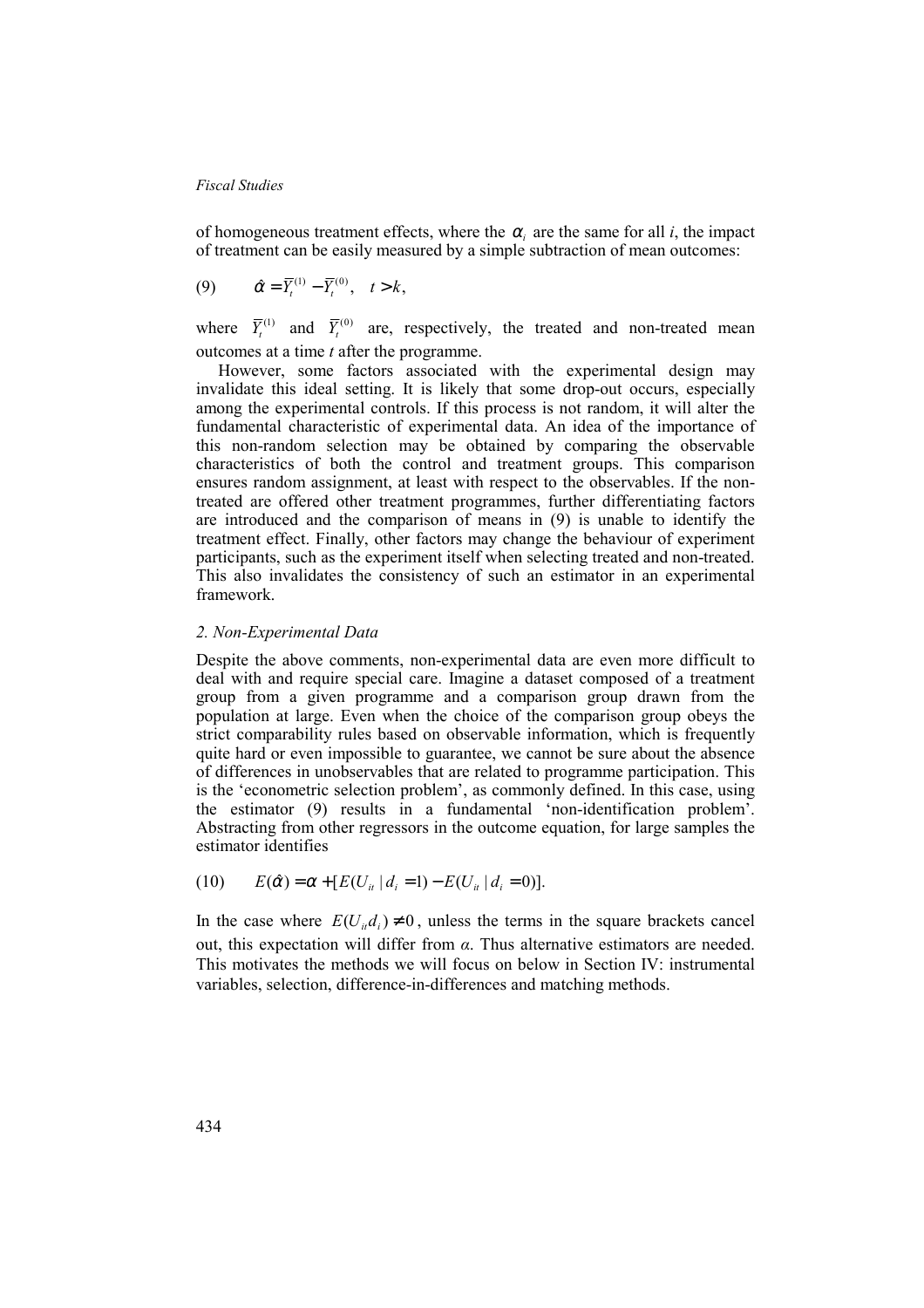of homogeneous treatment effects, where the $\alpha_i$ are the same for all $i$, the impact of treatment can be easily measured by a simple subtraction of mean outcomes:

$$(9) \qquad \hat{\alpha} = \bar{Y}_t^{(1)} - \bar{Y}_t^{(0)}, \quad t > k,$$

where $\bar{Y}_t^{(1)}$ and $\bar{Y}_t^{(0)}$ are, respectively, the treated and non-treated mean outcomes at a time $t$ after the programme.

However, some factors associated with the experimental design may invalidate this ideal setting. It is likely that some drop-out occurs, especially among the experimental controls. If this process is not random, it will alter the fundamental characteristic of experimental data. An idea of the importance of this non-random selection may be obtained by comparing the observable characteristics of both the control and treatment groups. This comparison ensures random assignment, at least with respect to the observables. If the non-treated are offered other treatment programmes, further differentiating factors are introduced and the comparison of means in (9) is unable to identify the treatment effect. Finally, other factors may change the behaviour of experiment participants, such as the experiment itself when selecting treated and non-treated. This also invalidates the consistency of such an estimator in an experimental framework.

### *2. Non-Experimental Data*

Despite the above comments, non-experimental data are even more difficult to deal with and require special care. Imagine a dataset composed of a treatment group from a given programme and a comparison group drawn from the population at large. Even when the choice of the comparison group obeys the strict comparability rules based on observable information, which is frequently quite hard or even impossible to guarantee, we cannot be sure about the absence of differences in unobservables that are related to programme participation. This is the 'econometric selection problem', as commonly defined. In this case, using the estimator (9) results in a fundamental 'non-identification problem'. Abstracting from other regressors in the outcome equation, for large samples the estimator identifies

$$(10) \qquad E(\hat{\alpha}) = \alpha + [E(U_{it} \mid d_i = 1) - E(U_{it} \mid d_i = 0)].$$

In the case where $E(U_{it} d_i) \neq 0$, unless the terms in the square brackets cancel out, this expectation will differ from $\alpha$. Thus alternative estimators are needed. This motivates the methods we will focus on below in Section IV: instrumental variables, selection, difference-in-differences and matching methods.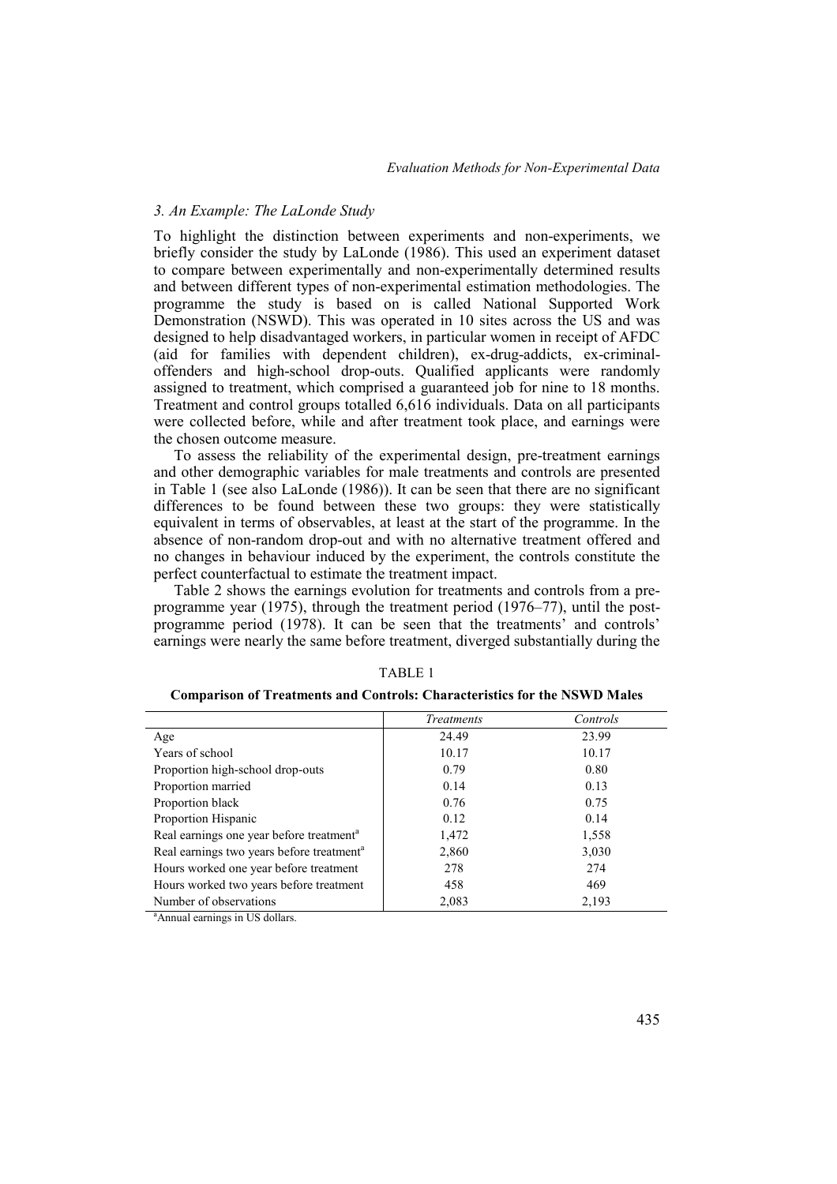### *3. An Example: The LaLonde Study*

To highlight the distinction between experiments and non-experiments, we briefly consider the study by LaLonde (1986). This used an experiment dataset to compare between experimentally and non-experimentally determined results and between different types of non-experimental estimation methodologies. The programme the study is based on is called National Supported Work Demonstration (NSWD). This was operated in 10 sites across the US and was designed to help disadvantaged workers, in particular women in receipt of AFDC (aid for families with dependent children), ex-drug-addicts, ex-criminal-offenders and high-school drop-outs. Qualified applicants were randomly assigned to treatment, which comprised a guaranteed job for nine to 18 months. Treatment and control groups totalled 6,616 individuals. Data on all participants were collected before, while and after treatment took place, and earnings were the chosen outcome measure.

To assess the reliability of the experimental design, pre-treatment earnings and other demographic variables for male treatments and controls are presented in Table 1 (see also LaLonde (1986)). It can be seen that there are no significant differences to be found between these two groups: they were statistically equivalent in terms of observables, at least at the start of the programme. In the absence of non-random drop-out and with no alternative treatment offered and no changes in behaviour induced by the experiment, the controls constitute the perfect counterfactual to estimate the treatment impact.

Table 2 shows the earnings evolution for treatments and controls from a pre-programme year (1975), through the treatment period (1976–77), until the post-programme period (1978). It can be seen that the treatments' and controls' earnings were nearly the same before treatment, diverged substantially during the

TABLE 1

**Comparison of Treatments and Controls: Characteristics for the NSWD Males**

| | *Treatments* | *Controls* |
|---|---|---|
| Age | 24.49 | 23.99 |
| Years of school | 10.17 | 10.17 |
| Proportion high-school drop-outs | 0.79 | 0.80 |
| Proportion married | 0.14 | 0.13 |
| Proportion black | 0.76 | 0.75 |
| Proportion Hispanic | 0.12 | 0.14 |
| Real earnings one year before treatment[a] | 1,472 | 1,558 |
| Real earnings two years before treatment[a] | 2,860 | 3,030 |
| Hours worked one year before treatment | 278 | 274 |
| Hours worked two years before treatment | 458 | 469 |
| Number of observations | 2,083 | 2,193 |

[a]Annual earnings in US dollars.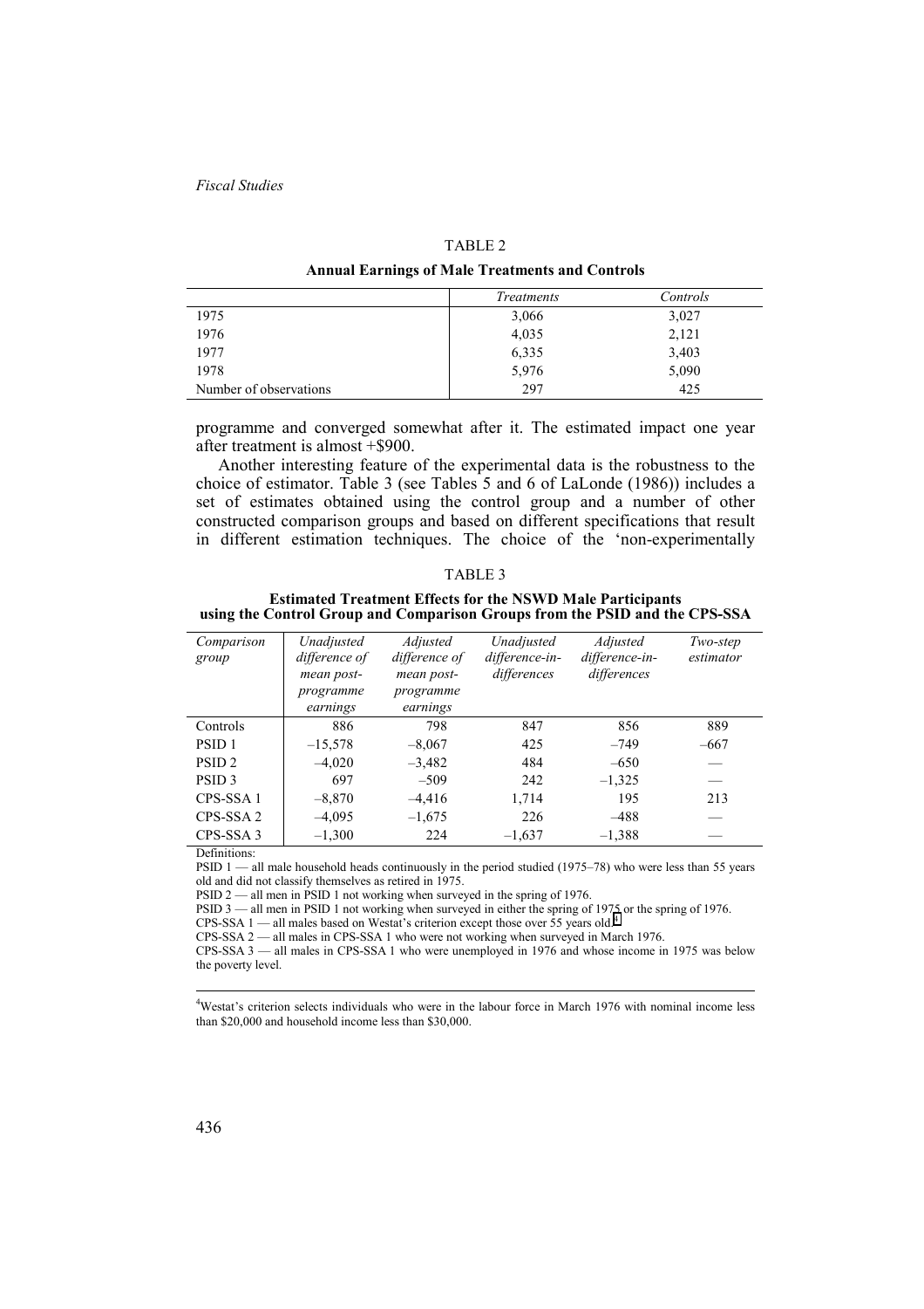TABLE 2

**Annual Earnings of Male Treatments and Controls**

| | *Treatments* | *Controls* |
|---|---|---|
| 1975 | 3,066 | 3,027 |
| 1976 | 4,035 | 2,121 |
| 1977 | 6,335 | 3,403 |
| 1978 | 5,976 | 5,090 |
| Number of observations | 297 | 425 |

programme and converged somewhat after it. The estimated impact one year after treatment is almost +\$900.

Another interesting feature of the experimental data is the robustness to the choice of estimator. Table 3 (see Tables 5 and 6 of LaLonde (1986)) includes a set of estimates obtained using the control group and a number of other constructed comparison groups and based on different specifications that result in different estimation techniques. The choice of the 'non-experimentally

TABLE 3

**Estimated Treatment Effects for the NSWD Male Participants using the Control Group and Comparison Groups from the PSID and the CPS-SSA**

| *Comparison group* | *Unadjusted difference of mean post-programme earnings* | *Adjusted difference of mean post-programme earnings* | *Unadjusted difference-in-differences* | *Adjusted difference-in-differences* | *Two-step estimator* |
|---|---|---|---|---|---|
| Controls | 886 | 798 | 847 | 856 | 889 |
| PSID 1 | –15,578 | –8,067 | 425 | –749 | –667 |
| PSID 2 | –4,020 | –3,482 | 484 | –650 | — |
| PSID 3 | 697 | –509 | 242 | –1,325 | — |
| CPS-SSA 1 | –8,870 | –4,416 | 1,714 | 195 | 213 |
| CPS-SSA 2 | –4,095 | –1,675 | 226 | –488 | — |
| CPS-SSA 3 | –1,300 | 224 | –1,637 | –1,388 | — |

Definitions:

PSID 1 — all male household heads continuously in the period studied (1975–78) who were less than 55 years old and did not classify themselves as retired in 1975.

PSID 2 — all men in PSID 1 not working when surveyed in the spring of 1976.

PSID 3 — all men in PSID 1 not working when surveyed in either the spring of 1975 or the spring of 1976.

CPS-SSA 1 — all males based on Westat's criterion except those over 55 years old.[4]

CPS-SSA 2 — all males in CPS-SSA 1 who were not working when surveyed in March 1976.

CPS-SSA 3 — all males in CPS-SSA 1 who were unemployed in 1976 and whose income in 1975 was below the poverty level.

[4]Westat's criterion selects individuals who were in the labour force in March 1976 with nominal income less than \$20,000 and household income less than \$30,000.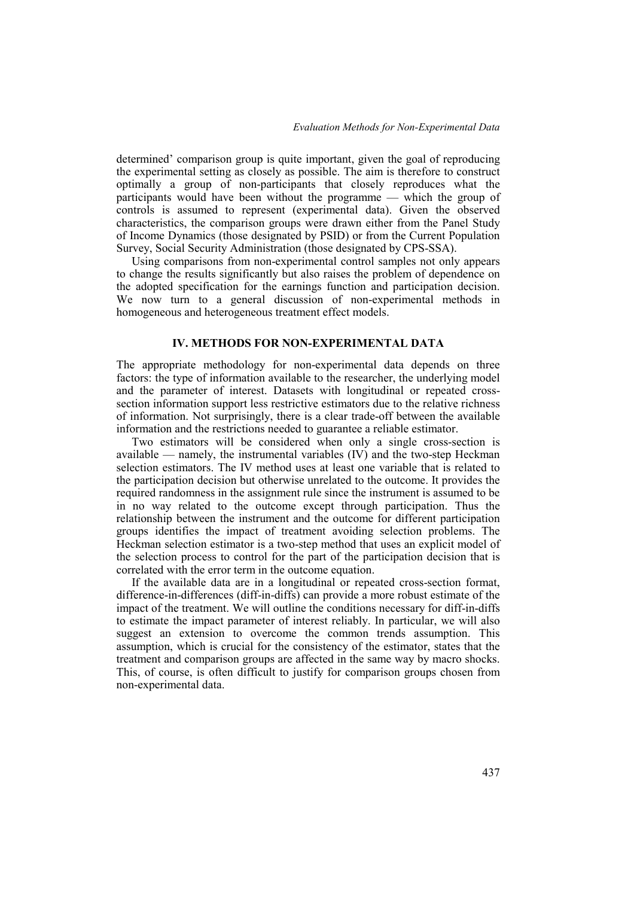determined' comparison group is quite important, given the goal of reproducing the experimental setting as closely as possible. The aim is therefore to construct optimally a group of non-participants that closely reproduces what the participants would have been without the programme — which the group of controls is assumed to represent (experimental data). Given the observed characteristics, the comparison groups were drawn either from the Panel Study of Income Dynamics (those designated by PSID) or from the Current Population Survey, Social Security Administration (those designated by CPS-SSA).

Using comparisons from non-experimental control samples not only appears to change the results significantly but also raises the problem of dependence on the adopted specification for the earnings function and participation decision. We now turn to a general discussion of non-experimental methods in homogeneous and heterogeneous treatment effect models.

## IV. METHODS FOR NON-EXPERIMENTAL DATA

The appropriate methodology for non-experimental data depends on three factors: the type of information available to the researcher, the underlying model and the parameter of interest. Datasets with longitudinal or repeated cross-section information support less restrictive estimators due to the relative richness of information. Not surprisingly, there is a clear trade-off between the available information and the restrictions needed to guarantee a reliable estimator.

Two estimators will be considered when only a single cross-section is available — namely, the instrumental variables (IV) and the two-step Heckman selection estimators. The IV method uses at least one variable that is related to the participation decision but otherwise unrelated to the outcome. It provides the required randomness in the assignment rule since the instrument is assumed to be in no way related to the outcome except through participation. Thus the relationship between the instrument and the outcome for different participation groups identifies the impact of treatment avoiding selection problems. The Heckman selection estimator is a two-step method that uses an explicit model of the selection process to control for the part of the participation decision that is correlated with the error term in the outcome equation.

If the available data are in a longitudinal or repeated cross-section format, difference-in-differences (diff-in-diffs) can provide a more robust estimate of the impact of the treatment. We will outline the conditions necessary for diff-in-diffs to estimate the impact parameter of interest reliably. In particular, we will also suggest an extension to overcome the common trends assumption. This assumption, which is crucial for the consistency of the estimator, states that the treatment and comparison groups are affected in the same way by macro shocks. This, of course, is often difficult to justify for comparison groups chosen from non-experimental data.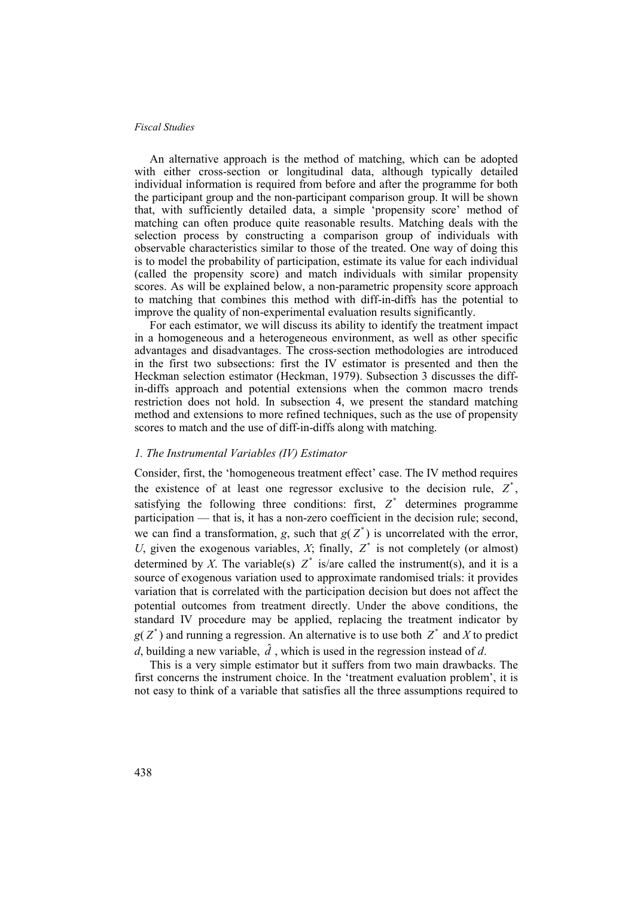An alternative approach is the method of matching, which can be adopted with either cross-section or longitudinal data, although typically detailed individual information is required from before and after the programme for both the participant group and the non-participant comparison group. It will be shown that, with sufficiently detailed data, a simple 'propensity score' method of matching can often produce quite reasonable results. Matching deals with the selection process by constructing a comparison group of individuals with observable characteristics similar to those of the treated. One way of doing this is to model the probability of participation, estimate its value for each individual (called the propensity score) and match individuals with similar propensity scores. As will be explained below, a non-parametric propensity score approach to matching that combines this method with diff-in-diffs has the potential to improve the quality of non-experimental evaluation results significantly.

For each estimator, we will discuss its ability to identify the treatment impact in a homogeneous and a heterogeneous environment, as well as other specific advantages and disadvantages. The cross-section methodologies are introduced in the first two subsections: first the IV estimator is presented and then the Heckman selection estimator (Heckman, 1979). Subsection 3 discusses the diff-in-diffs approach and potential extensions when the common macro trends restriction does not hold. In subsection 4, we present the standard matching method and extensions to more refined techniques, such as the use of propensity scores to match and the use of diff-in-diffs along with matching.

### *1. The Instrumental Variables (IV) Estimator*

Consider, first, the 'homogeneous treatment effect' case. The IV method requires the existence of at least one regressor exclusive to the decision rule, $Z^*$, satisfying the following three conditions: first, $Z^*$ determines programme participation — that is, it has a non-zero coefficient in the decision rule; second, we can find a transformation, $g$, such that $g(Z^*)$ is uncorrelated with the error, $U$, given the exogenous variables, $X$; finally, $Z^*$ is not completely (or almost) determined by $X$. The variable(s) $Z^*$ is/are called the instrument(s), and it is a source of exogenous variation used to approximate randomised trials: it provides variation that is correlated with the participation decision but does not affect the potential outcomes from treatment directly. Under the above conditions, the standard IV procedure may be applied, replacing the treatment indicator by $g(Z^*)$ and running a regression. An alternative is to use both $Z^*$ and $X$ to predict $d$, building a new variable, $\hat{d}$, which is used in the regression instead of $d$.

This is a very simple estimator but it suffers from two main drawbacks. The first concerns the instrument choice. In the 'treatment evaluation problem', it is not easy to think of a variable that satisfies all the three assumptions required to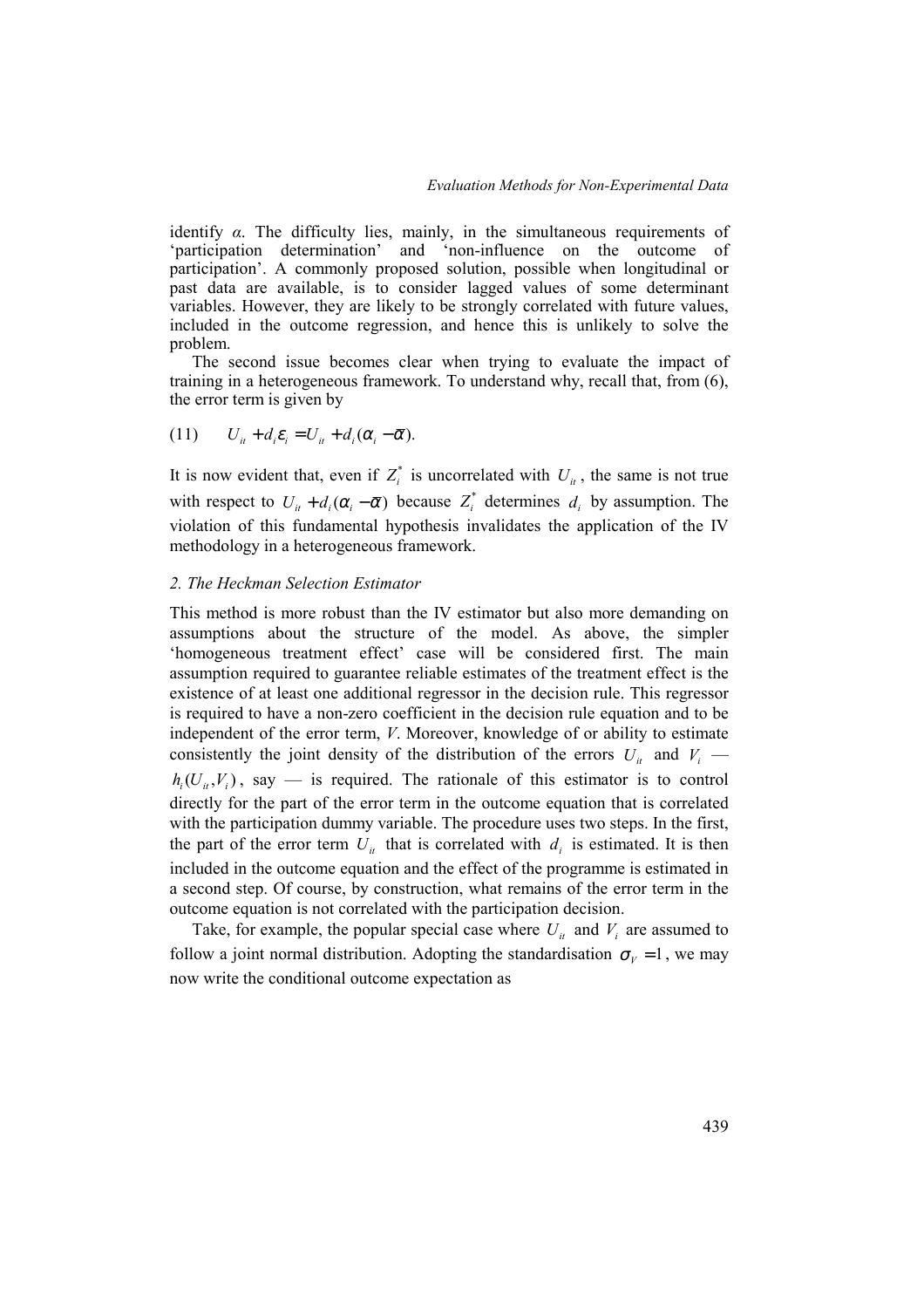identify $\alpha$. The difficulty lies, mainly, in the simultaneous requirements of 'participation determination' and 'non-influence on the outcome of participation'. A commonly proposed solution, possible when longitudinal or past data are available, is to consider lagged values of some determinant variables. However, they are likely to be strongly correlated with future values, included in the outcome regression, and hence this is unlikely to solve the problem.

The second issue becomes clear when trying to evaluate the impact of training in a heterogeneous framework. To understand why, recall that, from (6), the error term is given by

$$(11) \qquad U_{it} + d_i \varepsilon_i = U_{it} + d_i(\alpha_i - \bar{\alpha}).$$

It is now evident that, even if $Z_i^*$ is uncorrelated with $U_{it}$, the same is not true with respect to $U_{it} + d_i(\alpha_i - \bar{\alpha})$ because $Z_i^*$ determines $d_i$ by assumption. The violation of this fundamental hypothesis invalidates the application of the IV methodology in a heterogeneous framework.

*2. The Heckman Selection Estimator*

This method is more robust than the IV estimator but also more demanding on assumptions about the structure of the model. As above, the simpler 'homogeneous treatment effect' case will be considered first. The main assumption required to guarantee reliable estimates of the treatment effect is the existence of at least one additional regressor in the decision rule. This regressor is required to have a non-zero coefficient in the decision rule equation and to be independent of the error term, $V$. Moreover, knowledge of or ability to estimate consistently the joint density of the distribution of the errors $U_{it}$ and $V_i$ — $h_i(U_{it}, V_i)$, say — is required. The rationale of this estimator is to control directly for the part of the error term in the outcome equation that is correlated with the participation dummy variable. The procedure uses two steps. In the first, the part of the error term $U_{it}$ that is correlated with $d_i$ is estimated. It is then included in the outcome equation and the effect of the programme is estimated in a second step. Of course, by construction, what remains of the error term in the outcome equation is not correlated with the participation decision.

Take, for example, the popular special case where $U_{it}$ and $V_i$ are assumed to follow a joint normal distribution. Adopting the standardisation $\sigma_V = 1$, we may now write the conditional outcome expectation as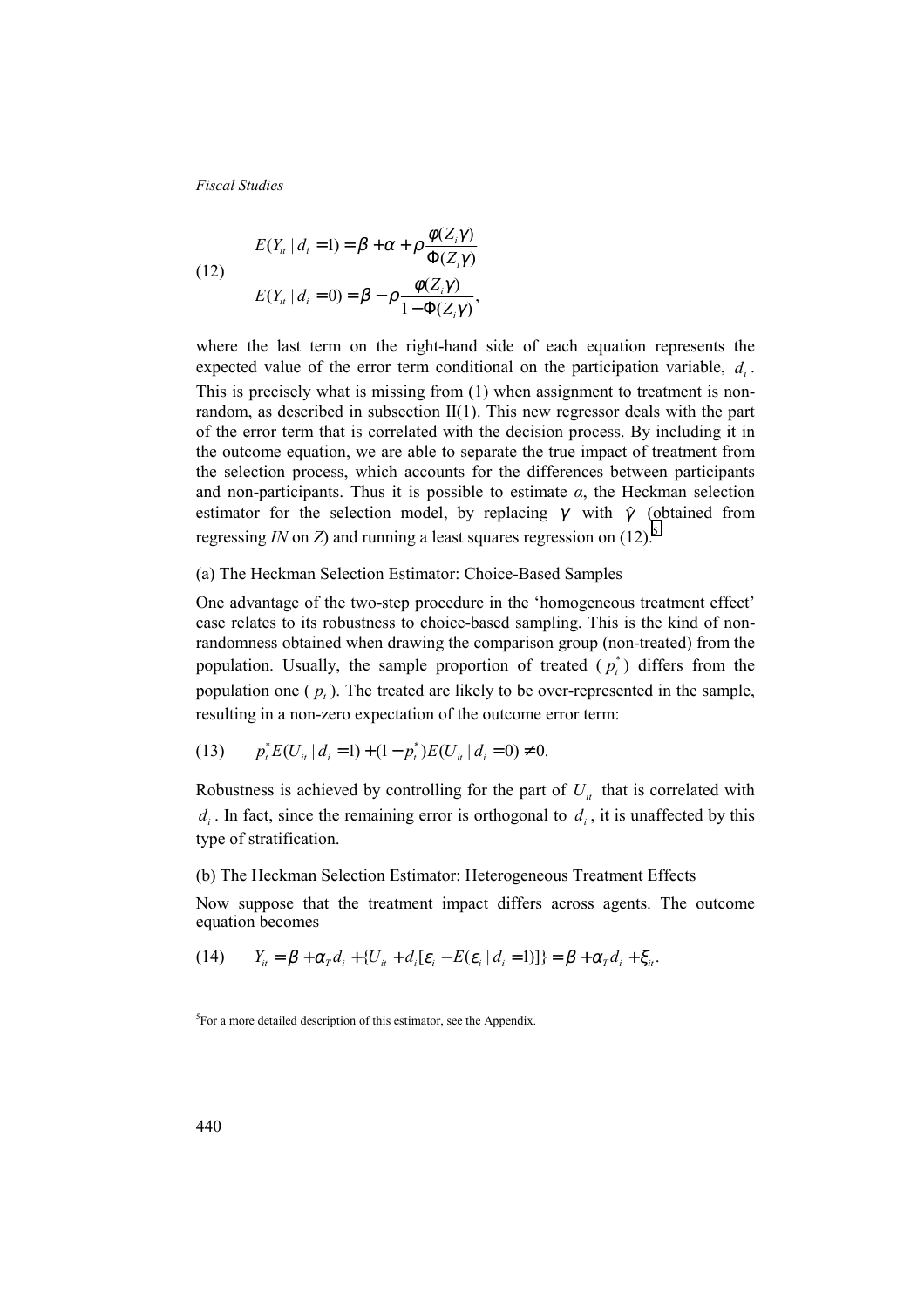$$
(12) \qquad
\begin{aligned}
E(Y_{it} \mid d_i = 1) &= \beta + \alpha + \rho \frac{\phi(Z_i\gamma)}{\Phi(Z_i\gamma)} \\
E(Y_{it} \mid d_i = 0) &= \beta - \rho \frac{\phi(Z_i\gamma)}{1 - \Phi(Z_i\gamma)},
\end{aligned}
$$

where the last term on the right-hand side of each equation represents the expected value of the error term conditional on the participation variable, $d_i$. This is precisely what is missing from (1) when assignment to treatment is non-random, as described in subsection II(1). This new regressor deals with the part of the error term that is correlated with the decision process. By including it in the outcome equation, we are able to separate the true impact of treatment from the selection process, which accounts for the differences between participants and non-participants. Thus it is possible to estimate *α*, the Heckman selection estimator for the selection model, by replacing $\gamma$ with $\hat{\gamma}$ (obtained from regressing *IN* on *Z*) and running a least squares regression on (12).[5]

(a) The Heckman Selection Estimator: Choice-Based Samples

One advantage of the two-step procedure in the 'homogeneous treatment effect' case relates to its robustness to choice-based sampling. This is the kind of non-randomness obtained when drawing the comparison group (non-treated) from the population. Usually, the sample proportion of treated ($p_t^*$) differs from the population one ($p_t$). The treated are likely to be over-represented in the sample, resulting in a non-zero expectation of the outcome error term:

$$
(13) \qquad p_t^* E(U_{it} \mid d_i = 1) + (1 - p_t^*) E(U_{it} \mid d_i = 0) \neq 0.
$$

Robustness is achieved by controlling for the part of $U_{it}$ that is correlated with $d_i$. In fact, since the remaining error is orthogonal to $d_i$, it is unaffected by this type of stratification.

(b) The Heckman Selection Estimator: Heterogeneous Treatment Effects

Now suppose that the treatment impact differs across agents. The outcome equation becomes

$$
(14) \qquad Y_{it} = \beta + \alpha_T d_i + \{U_{it} + d_i[\varepsilon_i - E(\varepsilon_i \mid d_i = 1)]\} = \beta + \alpha_T d_i + \xi_{it}.
$$

[5] For a more detailed description of this estimator, see the Appendix.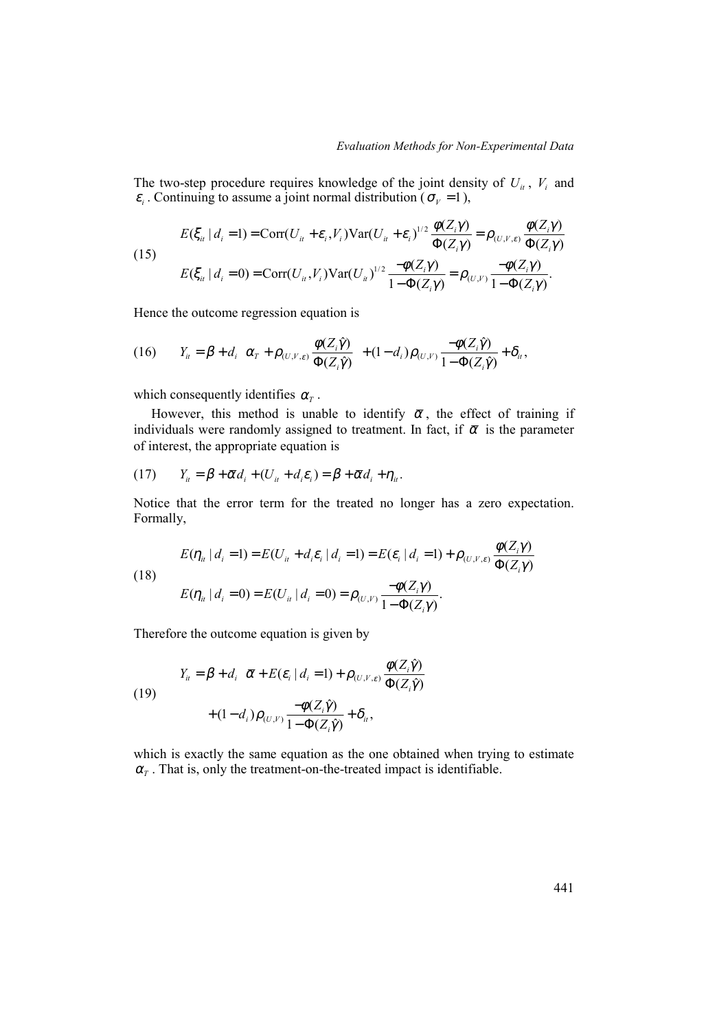The two-step procedure requires knowledge of the joint density of $U_{it}$, $V_i$ and $\varepsilon_i$. Continuing to assume a joint normal distribution ($\sigma_V = 1$),

$$
(15) \qquad
\begin{aligned}
E(\xi_{it} \mid d_i = 1) &= \text{Corr}(U_{it} + \varepsilon_i, V_i)\text{Var}(U_{it} + \varepsilon_i)^{1/2} \frac{\phi(Z_i\gamma)}{\Phi(Z_i\gamma)} = \rho_{(U,V,\varepsilon)} \frac{\phi(Z_i\gamma)}{\Phi(Z_i\gamma)} \\
E(\xi_{it} \mid d_i = 0) &= \text{Corr}(U_{it}, V_i)\text{Var}(U_{it})^{1/2} \frac{-\phi(Z_i\gamma)}{1-\Phi(Z_i\gamma)} = \rho_{(U,V)} \frac{-\phi(Z_i\gamma)}{1-\Phi(Z_i\gamma)}.
\end{aligned}
$$

Hence the outcome regression equation is

$$
(16) \qquad Y_{it} = \beta + d_i \left[\alpha_T + \rho_{(U,V,\varepsilon)} \frac{\phi(Z_i\hat{\gamma})}{\Phi(Z_i\hat{\gamma})}\right] + (1-d_i)\rho_{(U,V)} \frac{-\phi(Z_i\hat{\gamma})}{1-\Phi(Z_i\hat{\gamma})} + \delta_{it},
$$

which consequently identifies $\alpha_T$.

However, this method is unable to identify $\bar{\alpha}$, the effect of training if individuals were randomly assigned to treatment. In fact, if $\bar{\alpha}$ is the parameter of interest, the appropriate equation is

$$
(17) \qquad Y_{it} = \beta + \bar{\alpha} d_i + (U_{it} + d_i \varepsilon_i) = \beta + \bar{\alpha} d_i + \eta_{it}.
$$

Notice that the error term for the treated no longer has a zero expectation. Formally,

$$
(18) \qquad
\begin{aligned}
E(\eta_{it} \mid d_i = 1) &= E(U_{it} + d_i \varepsilon_i \mid d_i = 1) = E(\varepsilon_i \mid d_i = 1) + \rho_{(U,V,\varepsilon)} \frac{\phi(Z_i\gamma)}{\Phi(Z_i\gamma)} \\
E(\eta_{it} \mid d_i = 0) &= E(U_{it} \mid d_i = 0) = \rho_{(U,V)} \frac{-\phi(Z_i\gamma)}{1-\Phi(Z_i\gamma)}.
\end{aligned}
$$

Therefore the outcome equation is given by

$$
(19) \qquad
\begin{aligned}
Y_{it} = \beta &+ d_i \left[\bar{\alpha} + E(\varepsilon_i \mid d_i = 1) + \rho_{(U,V,\varepsilon)} \frac{\phi(Z_i\hat{\gamma})}{\Phi(Z_i\hat{\gamma})}\right] \\
&+ (1-d_i)\rho_{(U,V)} \frac{-\phi(Z_i\hat{\gamma})}{1-\Phi(Z_i\hat{\gamma})} + \delta_{it},
\end{aligned}
$$

which is exactly the same equation as the one obtained when trying to estimate $\alpha_T$. That is, only the treatment-on-the-treated impact is identifiable.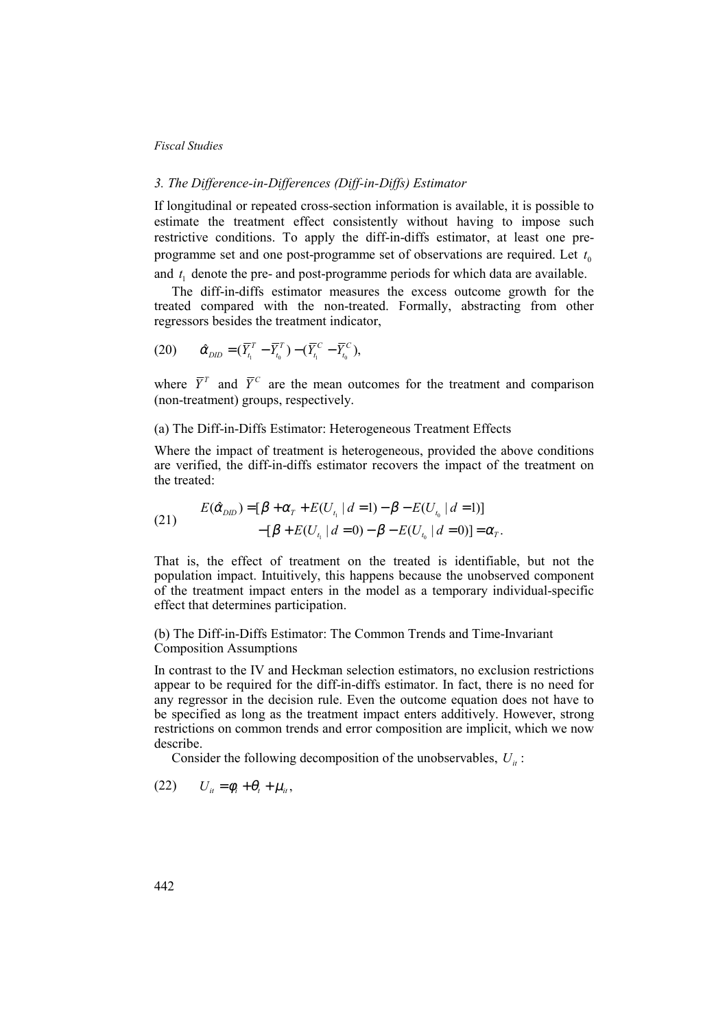### 3. The Difference-in-Differences (Diff-in-Diffs) Estimator

If longitudinal or repeated cross-section information is available, it is possible to estimate the treatment effect consistently without having to impose such restrictive conditions. To apply the diff-in-diffs estimator, at least one pre-programme set and one post-programme set of observations are required. Let $t_0$ and $t_1$ denote the pre- and post-programme periods for which data are available.

The diff-in-diffs estimator measures the excess outcome growth for the treated compared with the non-treated. Formally, abstracting from other regressors besides the treatment indicator,

$$(20) \qquad \hat{\alpha}_{DID} = (\overline{Y}_{t_1}^T - \overline{Y}_{t_0}^T) - (\overline{Y}_{t_1}^C - \overline{Y}_{t_0}^C),$$

where $\overline{Y}^T$ and $\overline{Y}^C$ are the mean outcomes for the treatment and comparison (non-treatment) groups, respectively.

(a) The Diff-in-Diffs Estimator: Heterogeneous Treatment Effects

Where the impact of treatment is heterogeneous, provided the above conditions are verified, the diff-in-diffs estimator recovers the impact of the treatment on the treated:

$$(21) \qquad \begin{aligned} E(\hat{\alpha}_{DID}) = &[\beta + \alpha_T + E(U_{t_1} \mid d=1) - \beta - E(U_{t_0} \mid d=1)] \\ &-[\beta + E(U_{t_1} \mid d=0) - \beta - E(U_{t_0} \mid d=0)] = \alpha_T. \end{aligned}$$

That is, the effect of treatment on the treated is identifiable, but not the population impact. Intuitively, this happens because the unobserved component of the treatment impact enters in the model as a temporary individual-specific effect that determines participation.

(b) The Diff-in-Diffs Estimator: The Common Trends and Time-Invariant Composition Assumptions

In contrast to the IV and Heckman selection estimators, no exclusion restrictions appear to be required for the diff-in-diffs estimator. In fact, there is no need for any regressor in the decision rule. Even the outcome equation does not have to be specified as long as the treatment impact enters additively. However, strong restrictions on common trends and error composition are implicit, which we now describe.

Consider the following decomposition of the unobservables, $U_{it}$:

$$(22) \qquad U_{it} = \phi_i + \theta_t + \mu_{it},$$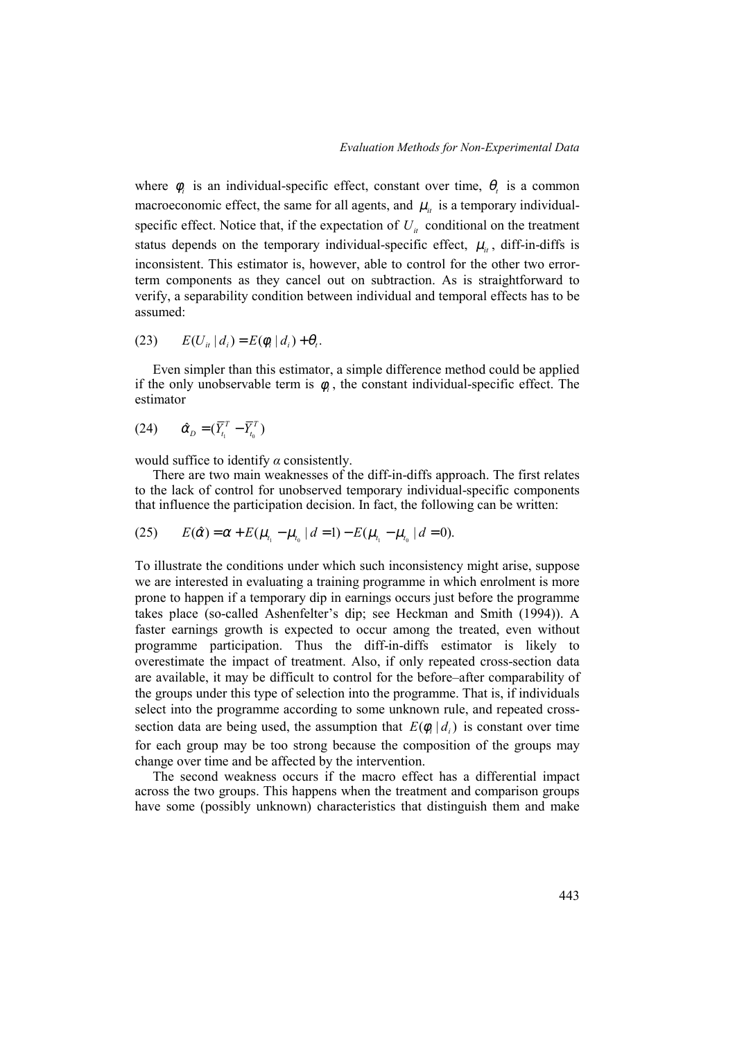where $\phi_i$ is an individual-specific effect, constant over time, $\theta_t$ is a common macroeconomic effect, the same for all agents, and $\mu_{it}$ is a temporary individual-specific effect. Notice that, if the expectation of $U_{it}$ conditional on the treatment status depends on the temporary individual-specific effect, $\mu_{it}$, diff-in-diffs is inconsistent. This estimator is, however, able to control for the other two error-term components as they cancel out on subtraction. As is straightforward to verify, a separability condition between individual and temporal effects has to be assumed:

$$(23) \qquad E(U_{it} \mid d_i) = E(\phi_i \mid d_i) + \theta_t.$$

Even simpler than this estimator, a simple difference method could be applied if the only unobservable term is $\phi_i$, the constant individual-specific effect. The estimator

$$(24) \qquad \hat{\alpha}_D = (\overline{Y}_{t_1}^T - \overline{Y}_{t_0}^T)$$

would suffice to identify $\alpha$ consistently.

There are two main weaknesses of the diff-in-diffs approach. The first relates to the lack of control for unobserved temporary individual-specific components that influence the participation decision. In fact, the following can be written:

$$(25) \qquad E(\hat{\alpha}) = \alpha + E(\mu_{t_1} - \mu_{t_0} \mid d = 1) - E(\mu_{t_1} - \mu_{t_0} \mid d = 0).$$

To illustrate the conditions under which such inconsistency might arise, suppose we are interested in evaluating a training programme in which enrolment is more prone to happen if a temporary dip in earnings occurs just before the programme takes place (so-called Ashenfelter's dip; see Heckman and Smith (1994)). A faster earnings growth is expected to occur among the treated, even without programme participation. Thus the diff-in-diffs estimator is likely to overestimate the impact of treatment. Also, if only repeated cross-section data are available, it may be difficult to control for the before–after comparability of the groups under this type of selection into the programme. That is, if individuals select into the programme according to some unknown rule, and repeated cross-section data are being used, the assumption that $E(\phi_i \mid d_i)$ is constant over time for each group may be too strong because the composition of the groups may change over time and be affected by the intervention.

The second weakness occurs if the macro effect has a differential impact across the two groups. This happens when the treatment and comparison groups have some (possibly unknown) characteristics that distinguish them and make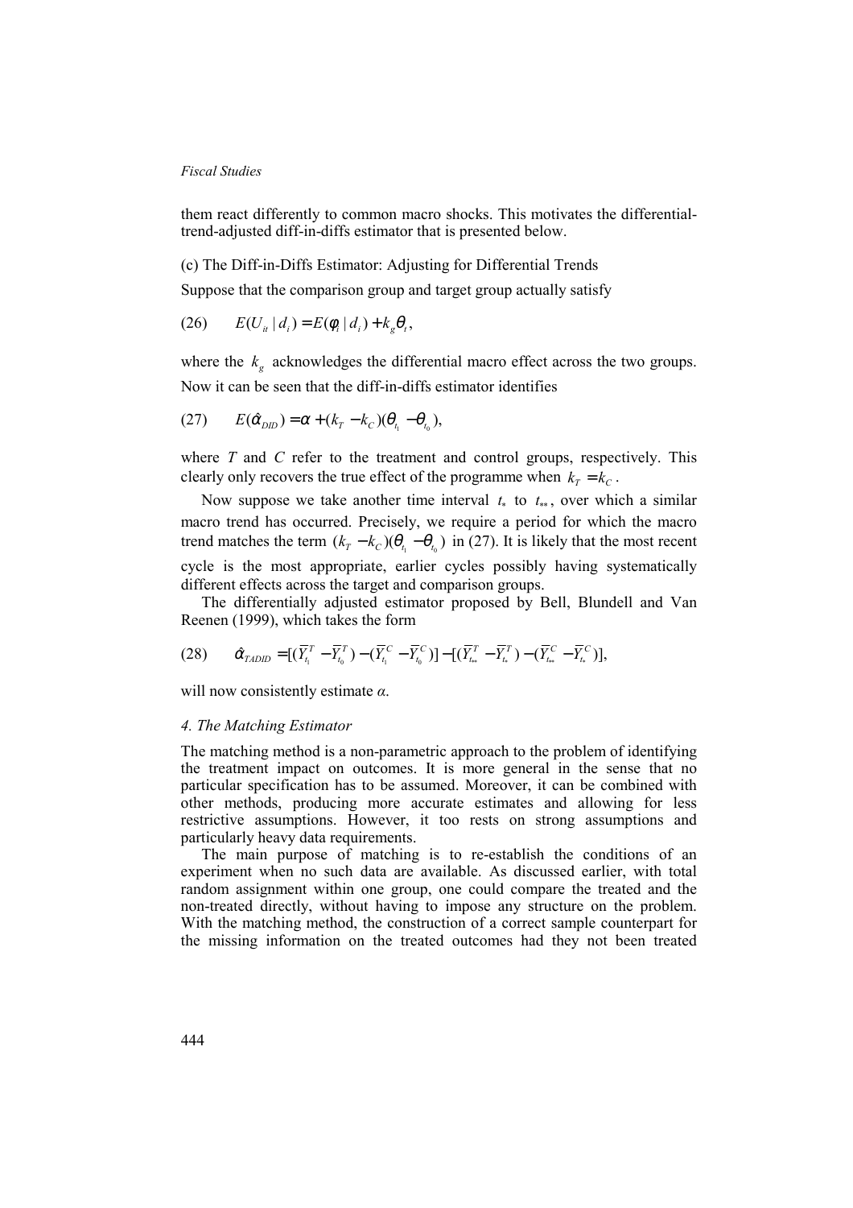them react differently to common macro shocks. This motivates the differential-trend-adjusted diff-in-diffs estimator that is presented below.

(c) The Diff-in-Diffs Estimator: Adjusting for Differential Trends

Suppose that the comparison group and target group actually satisfy

$$(26) \qquad E(U_{it} \mid d_i) = E(\phi_i \mid d_i) + k_g \theta_t,$$

where the $k_g$ acknowledges the differential macro effect across the two groups. Now it can be seen that the diff-in-diffs estimator identifies

$$(27) \qquad E(\hat{\alpha}_{DID}) = \alpha + (k_T - k_C)(\theta_{t_1} - \theta_{t_0}),$$

where $T$ and $C$ refer to the treatment and control groups, respectively. This clearly only recovers the true effect of the programme when $k_T = k_C$.

Now suppose we take another time interval $t_*$ to $t_{**}$, over which a similar macro trend has occurred. Precisely, we require a period for which the macro trend matches the term $(k_T - k_C)(\theta_{t_1} - \theta_{t_0})$ in (27). It is likely that the most recent cycle is the most appropriate, earlier cycles possibly having systematically different effects across the target and comparison groups.

The differentially adjusted estimator proposed by Bell, Blundell and Van Reenen (1999), which takes the form

$$(28) \qquad \hat{\alpha}_{TADID} = [(\overline{Y}_{t_1}^T - \overline{Y}_{t_0}^T) - (\overline{Y}_{t_1}^C - \overline{Y}_{t_0}^C)] - [(\overline{Y}_{t_{**}}^T - \overline{Y}_{t_*}^T) - (\overline{Y}_{t_{**}}^C - \overline{Y}_{t_*}^C)],$$

will now consistently estimate $\alpha$.

*4. The Matching Estimator*

The matching method is a non-parametric approach to the problem of identifying the treatment impact on outcomes. It is more general in the sense that no particular specification has to be assumed. Moreover, it can be combined with other methods, producing more accurate estimates and allowing for less restrictive assumptions. However, it too rests on strong assumptions and particularly heavy data requirements.

The main purpose of matching is to re-establish the conditions of an experiment when no such data are available. As discussed earlier, with total random assignment within one group, one could compare the treated and the non-treated directly, without having to impose any structure on the problem. With the matching method, the construction of a correct sample counterpart for the missing information on the treated outcomes had they not been treated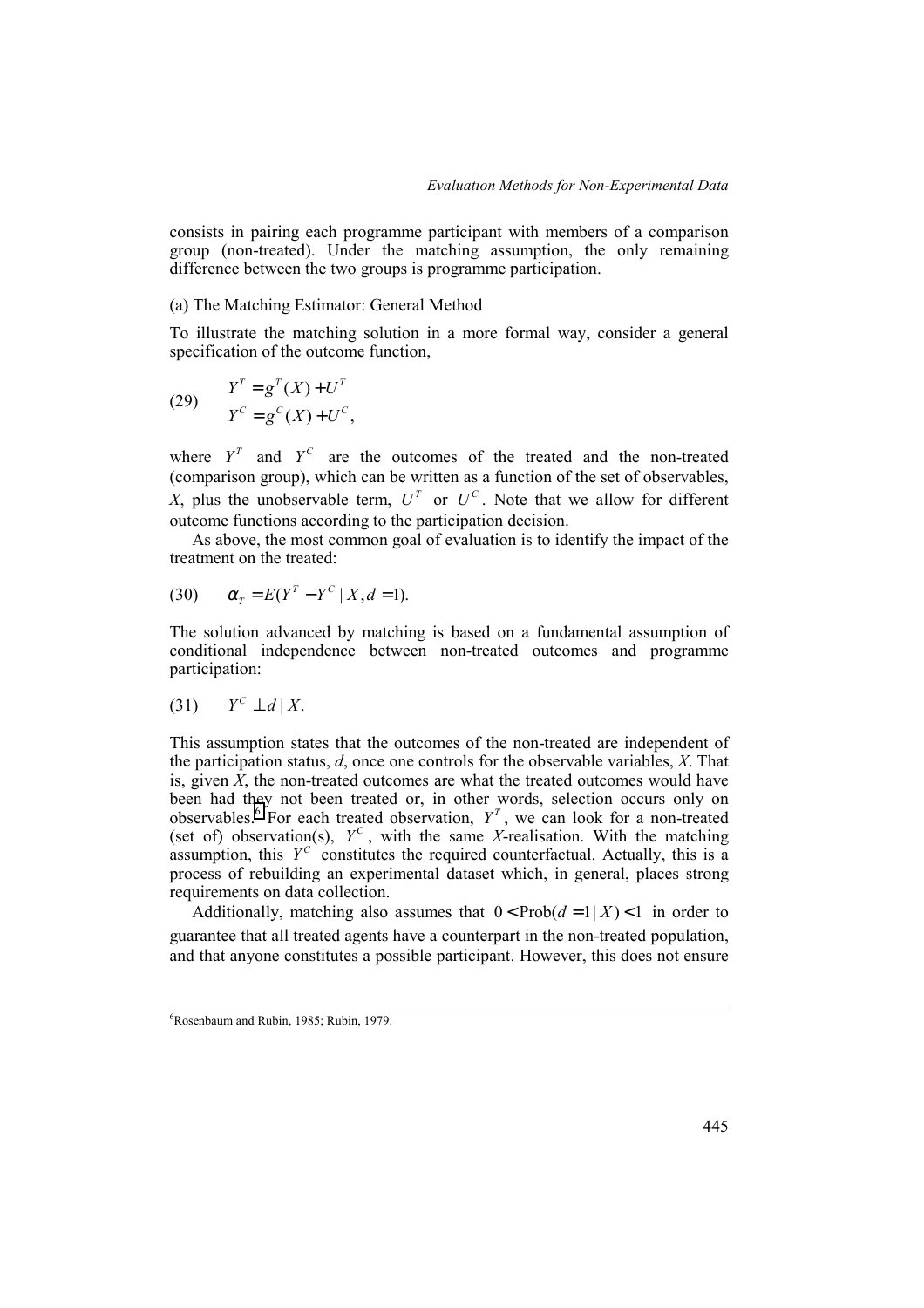consists in pairing each programme participant with members of a comparison group (non-treated). Under the matching assumption, the only remaining difference between the two groups is programme participation.

(a) The Matching Estimator: General Method

To illustrate the matching solution in a more formal way, consider a general specification of the outcome function,

$$
(29) \qquad \begin{aligned} Y^T &= g^T(X) + U^T \\ Y^C &= g^C(X) + U^C, \end{aligned}
$$

where $Y^T$ and $Y^C$ are the outcomes of the treated and the non-treated (comparison group), which can be written as a function of the set of observables, $X$, plus the unobservable term, $U^T$ or $U^C$. Note that we allow for different outcome functions according to the participation decision.

As above, the most common goal of evaluation is to identify the impact of the treatment on the treated:

$$
(30) \qquad \alpha_T = E(Y^T - Y^C \mid X, d = 1).
$$

The solution advanced by matching is based on a fundamental assumption of conditional independence between non-treated outcomes and programme participation:

$$
(31) \qquad Y^C \perp d \mid X.
$$

This assumption states that the outcomes of the non-treated are independent of the participation status, $d$, once one controls for the observable variables, $X$. That is, given $X$, the non-treated outcomes are what the treated outcomes would have been had they not been treated or, in other words, selection occurs only on observables.[6] For each treated observation, $Y^T$, we can look for a non-treated (set of) observation(s), $Y^C$, with the same $X$-realisation. With the matching assumption, this $Y^C$ constitutes the required counterfactual. Actually, this is a process of rebuilding an experimental dataset which, in general, places strong requirements on data collection.

Additionally, matching also assumes that $0 < \text{Prob}(d = 1 \mid X) < 1$ in order to guarantee that all treated agents have a counterpart in the non-treated population, and that anyone constitutes a possible participant. However, this does not ensure

[6] Rosenbaum and Rubin, 1985; Rubin, 1979.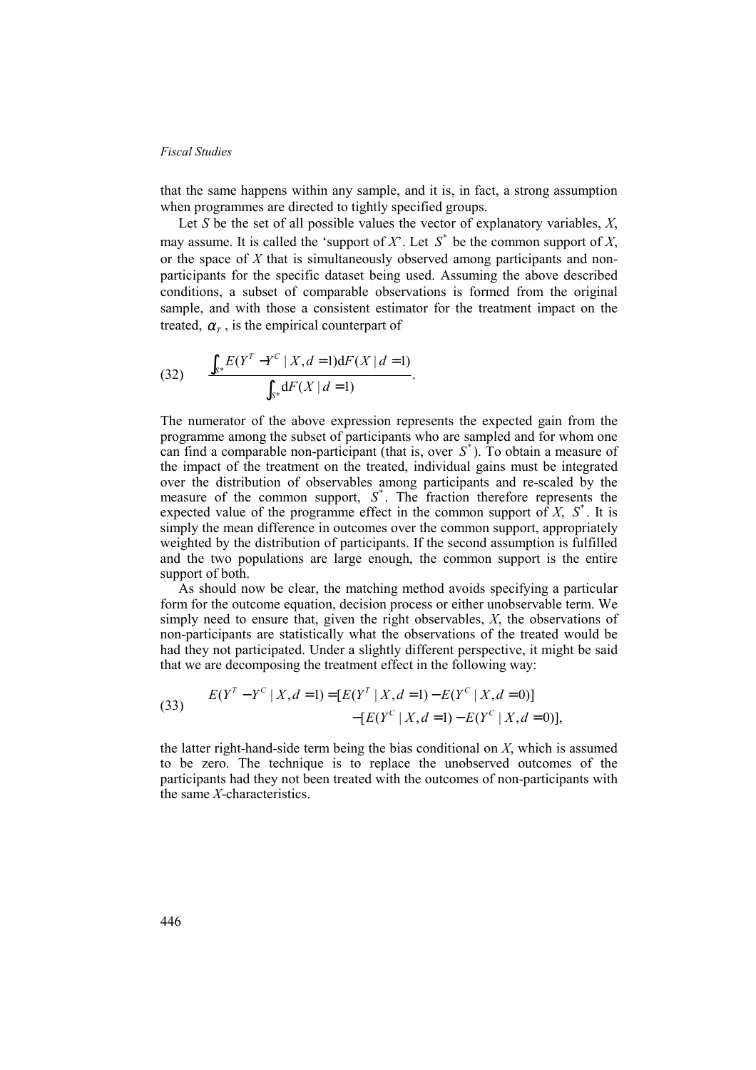that the same happens within any sample, and it is, in fact, a strong assumption when programmes are directed to tightly specified groups.

Let $S$ be the set of all possible values the vector of explanatory variables, $X$, may assume. It is called the 'support of $X$'. Let $S^*$ be the common support of $X$, or the space of $X$ that is simultaneously observed among participants and non-participants for the specific dataset being used. Assuming the above described conditions, a subset of comparable observations is formed from the original sample, and with those a consistent estimator for the treatment impact on the treated, $\alpha_T$, is the empirical counterpart of

$$\text{(32)} \qquad \frac{\int_{S^*} E(Y^T - Y^C \mid X, d=1) \mathrm{d}F(X \mid d=1)}{\int_{S^*} \mathrm{d}F(X \mid d=1)}.$$

The numerator of the above expression represents the expected gain from the programme among the subset of participants who are sampled and for whom one can find a comparable non-participant (that is, over $S^*$). To obtain a measure of the impact of the treatment on the treated, individual gains must be integrated over the distribution of observables among participants and re-scaled by the measure of the common support, $S^*$. The fraction therefore represents the expected value of the programme effect in the common support of $X$, $S^*$. It is simply the mean difference in outcomes over the common support, appropriately weighted by the distribution of participants. If the second assumption is fulfilled and the two populations are large enough, the common support is the entire support of both.

As should now be clear, the matching method avoids specifying a particular form for the outcome equation, decision process or either unobservable term. We simply need to ensure that, given the right observables, $X$, the observations of non-participants are statistically what the observations of the treated would be had they not participated. Under a slightly different perspective, it might be said that we are decomposing the treatment effect in the following way:

$$\text{(33)} \qquad \begin{aligned} E(Y^T - Y^C \mid X, d=1) = & [E(Y^T \mid X, d=1) - E(Y^C \mid X, d=0)] \\ & - [E(Y^C \mid X, d=1) - E(Y^C \mid X, d=0)], \end{aligned}$$

the latter right-hand-side term being the bias conditional on $X$, which is assumed to be zero. The technique is to replace the unobserved outcomes of the participants had they not been treated with the outcomes of non-participants with the same $X$-characteristics.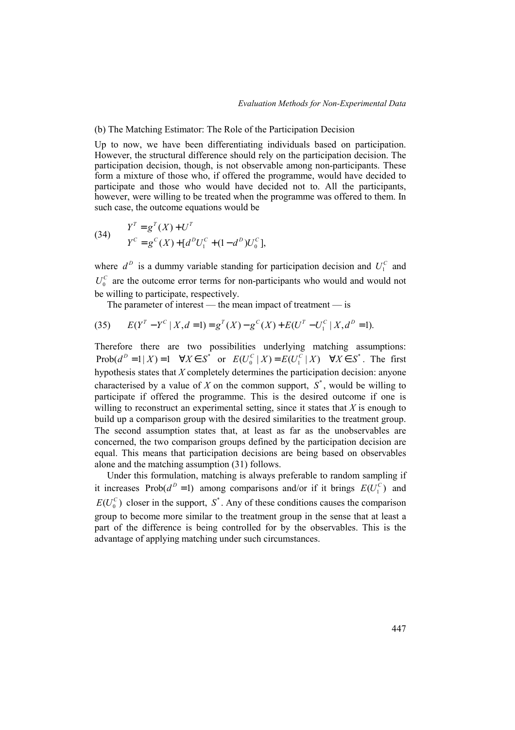(b) The Matching Estimator: The Role of the Participation Decision

Up to now, we have been differentiating individuals based on participation. However, the structural difference should rely on the participation decision. The participation decision, though, is not observable among non-participants. These form a mixture of those who, if offered the programme, would have decided to participate and those who would have decided not to. All the participants, however, were willing to be treated when the programme was offered to them. In such case, the outcome equations would be

$$
\begin{aligned}
(34) \qquad & Y^T = g^T(X) + U^T \\
& Y^C = g^C(X) + [d^D U_1^C + (1-d^D)U_0^C],
\end{aligned}
$$

where $d^D$ is a dummy variable standing for participation decision and $U_1^C$ and $U_0^C$ are the outcome error terms for non-participants who would and would not be willing to participate, respectively.

The parameter of interest — the mean impact of treatment — is

$$
(35) \qquad E(Y^T - Y^C \mid X, d=1) = g^T(X) - g^C(X) + E(U^T - U_1^C \mid X, d^D = 1).
$$

Therefore there are two possibilities underlying matching assumptions: $\text{Prob}(d^D = 1 \mid X) = 1 \quad \forall X \in S^*$ or $E(U_0^C \mid X) = E(U_1^C \mid X) \quad \forall X \in S^*$. The first hypothesis states that $X$ completely determines the participation decision: anyone characterised by a value of $X$ on the common support, $S^*$, would be willing to participate if offered the programme. This is the desired outcome if one is willing to reconstruct an experimental setting, since it states that $X$ is enough to build up a comparison group with the desired similarities to the treatment group. The second assumption states that, at least as far as the unobservables are concerned, the two comparison groups defined by the participation decision are equal. This means that participation decisions are being based on observables alone and the matching assumption (31) follows.

Under this formulation, matching is always preferable to random sampling if it increases $\text{Prob}(d^D = 1)$ among comparisons and/or if it brings $E(U_1^C)$ and $E(U_0^C)$ closer in the support, $S^*$. Any of these conditions causes the comparison group to become more similar to the treatment group in the sense that at least a part of the difference is being controlled for by the observables. This is the advantage of applying matching under such circumstances.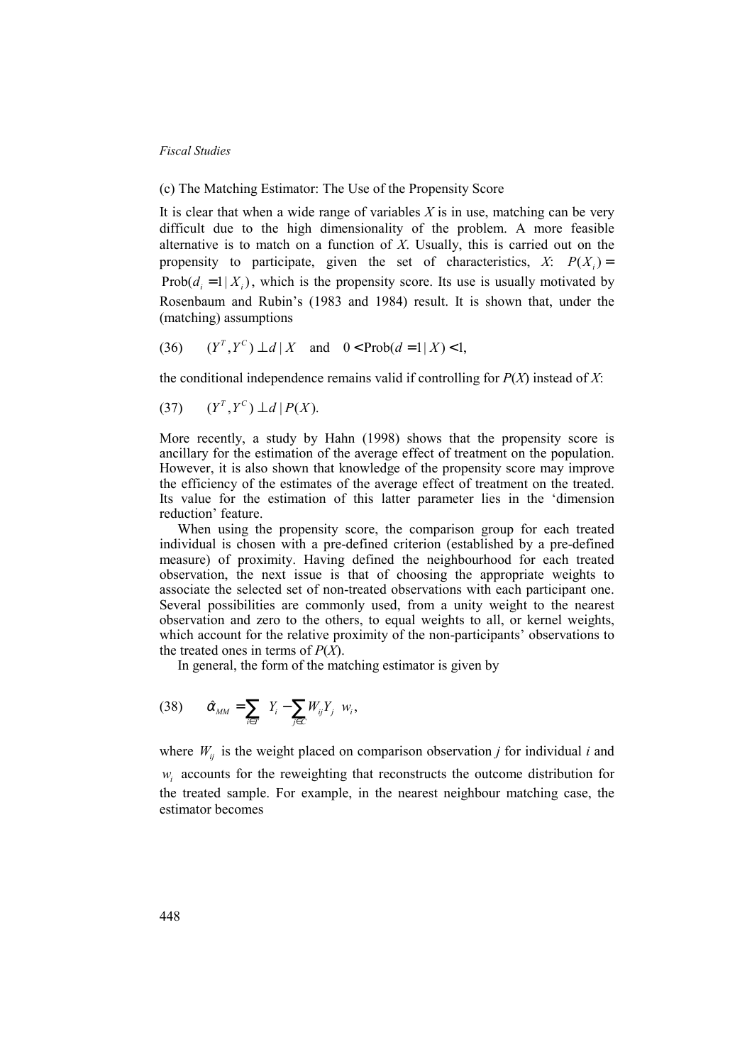(c) The Matching Estimator: The Use of the Propensity Score

It is clear that when a wide range of variables $X$ is in use, matching can be very difficult due to the high dimensionality of the problem. A more feasible alternative is to match on a function of $X$. Usually, this is carried out on the propensity to participate, given the set of characteristics, $X$: $P(X_i) = \text{Prob}(d_i = 1 \mid X_i)$, which is the propensity score. Its use is usually motivated by Rosenbaum and Rubin's (1983 and 1984) result. It is shown that, under the (matching) assumptions

$$(36) \qquad (Y^T, Y^C) \perp d \mid X \quad \text{and} \quad 0 < \text{Prob}(d = 1 \mid X) < 1,$$

the conditional independence remains valid if controlling for $P(X)$ instead of $X$:

$$(37) \qquad (Y^T, Y^C) \perp d \mid P(X).$$

More recently, a study by Hahn (1998) shows that the propensity score is ancillary for the estimation of the average effect of treatment on the population. However, it is also shown that knowledge of the propensity score may improve the efficiency of the estimates of the average effect of treatment on the treated. Its value for the estimation of this latter parameter lies in the 'dimension reduction' feature.

When using the propensity score, the comparison group for each treated individual is chosen with a pre-defined criterion (established by a pre-defined measure) of proximity. Having defined the neighbourhood for each treated observation, the next issue is that of choosing the appropriate weights to associate the selected set of non-treated observations with each participant one. Several possibilities are commonly used, from a unity weight to the nearest observation and zero to the others, to equal weights to all, or kernel weights, which account for the relative proximity of the non-participants' observations to the treated ones in terms of $P(X)$.

In general, the form of the matching estimator is given by

$$(38) \qquad \hat{\alpha}_{MM} = \sum_{i \in T} \left( Y_i - \sum_{j \in C} W_{ij} Y_j \right) w_i,$$

where $W_{ij}$ is the weight placed on comparison observation $j$ for individual $i$ and $w_i$ accounts for the reweighting that reconstructs the outcome distribution for the treated sample. For example, in the nearest neighbour matching case, the estimator becomes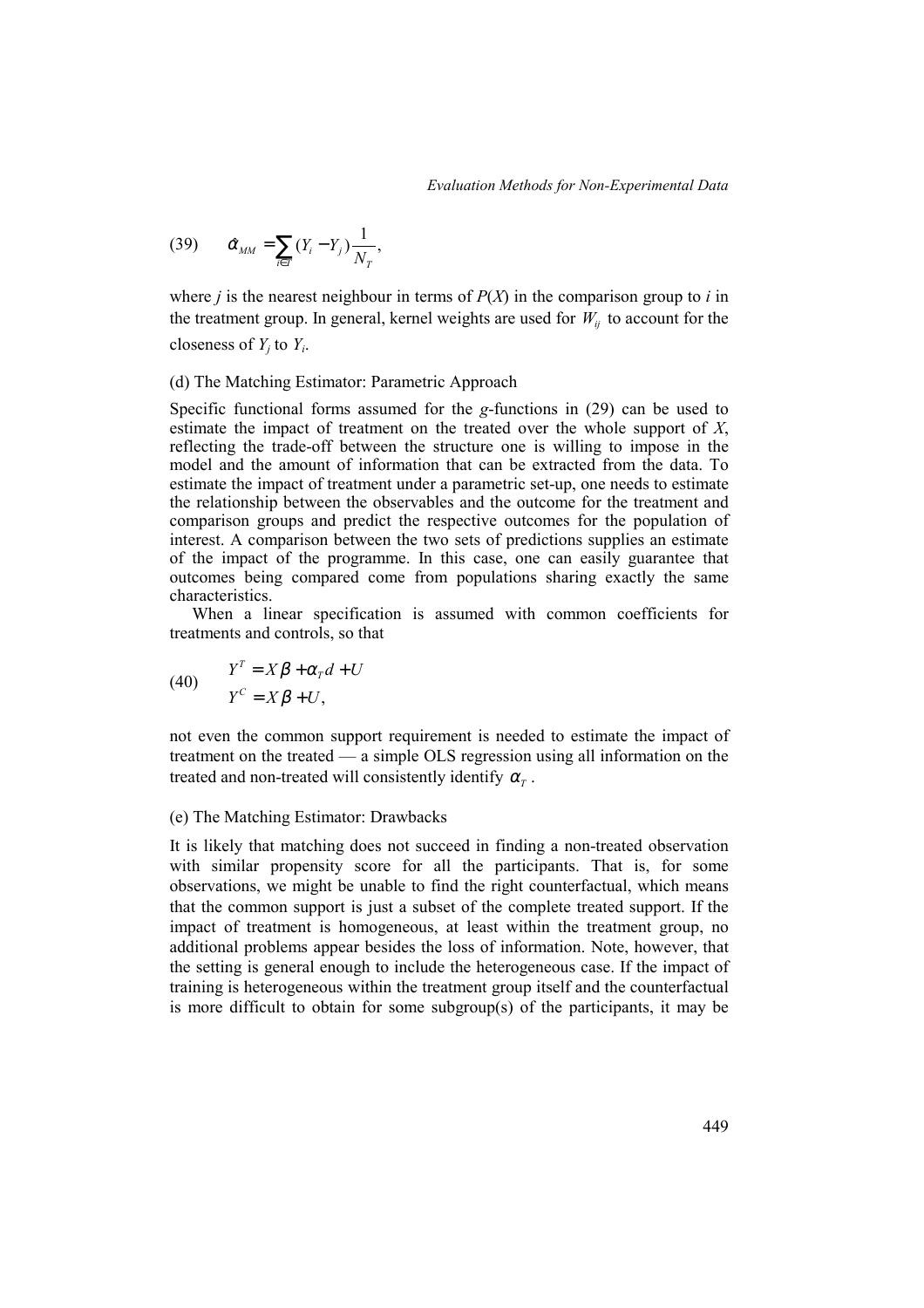$$(39) \qquad \hat{\alpha}_{MM} = \sum_{i \in T} (Y_i - Y_j) \frac{1}{N_T},$$

where $j$ is the nearest neighbour in terms of $P(X)$ in the comparison group to $i$ in the treatment group. In general, kernel weights are used for $W_{ij}$ to account for the closeness of $Y_j$ to $Y_i$.

(d) The Matching Estimator: Parametric Approach

Specific functional forms assumed for the $g$-functions in (29) can be used to estimate the impact of treatment on the treated over the whole support of $X$, reflecting the trade-off between the structure one is willing to impose in the model and the amount of information that can be extracted from the data. To estimate the impact of treatment under a parametric set-up, one needs to estimate the relationship between the observables and the outcome for the treatment and comparison groups and predict the respective outcomes for the population of interest. A comparison between the two sets of predictions supplies an estimate of the impact of the programme. In this case, one can easily guarantee that outcomes being compared come from populations sharing exactly the same characteristics.

When a linear specification is assumed with common coefficients for treatments and controls, so that

$$(40) \qquad \begin{aligned} Y^T &= X\beta + \alpha_T d + U \\ Y^C &= X\beta + U, \end{aligned}$$

not even the common support requirement is needed to estimate the impact of treatment on the treated — a simple OLS regression using all information on the treated and non-treated will consistently identify $\alpha_T$.

(e) The Matching Estimator: Drawbacks

It is likely that matching does not succeed in finding a non-treated observation with similar propensity score for all the participants. That is, for some observations, we might be unable to find the right counterfactual, which means that the common support is just a subset of the complete treated support. If the impact of treatment is homogeneous, at least within the treatment group, no additional problems appear besides the loss of information. Note, however, that the setting is general enough to include the heterogeneous case. If the impact of training is heterogeneous within the treatment group itself and the counterfactual is more difficult to obtain for some subgroup(s) of the participants, it may be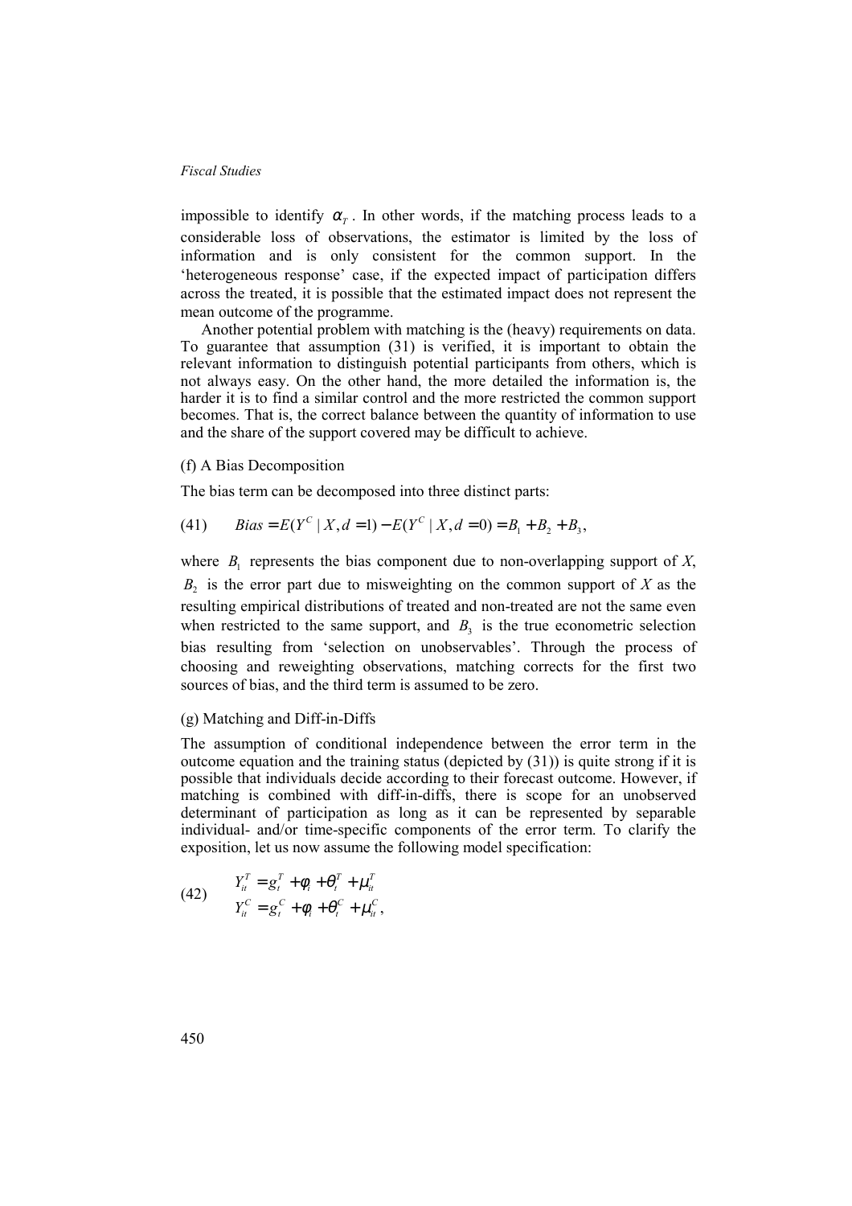impossible to identify $\alpha_T$. In other words, if the matching process leads to a considerable loss of observations, the estimator is limited by the loss of information and is only consistent for the common support. In the 'heterogeneous response' case, if the expected impact of participation differs across the treated, it is possible that the estimated impact does not represent the mean outcome of the programme.

Another potential problem with matching is the (heavy) requirements on data. To guarantee that assumption (31) is verified, it is important to obtain the relevant information to distinguish potential participants from others, which is not always easy. On the other hand, the more detailed the information is, the harder it is to find a similar control and the more restricted the common support becomes. That is, the correct balance between the quantity of information to use and the share of the support covered may be difficult to achieve.

(f) A Bias Decomposition

The bias term can be decomposed into three distinct parts:

$$(41) \qquad Bias = E(Y^C \mid X, d=1) - E(Y^C \mid X, d=0) = B_1 + B_2 + B_3,$$

where $B_1$ represents the bias component due to non-overlapping support of $X$, $B_2$ is the error part due to misweighting on the common support of $X$ as the resulting empirical distributions of treated and non-treated are not the same even when restricted to the same support, and $B_3$ is the true econometric selection bias resulting from 'selection on unobservables'. Through the process of choosing and reweighting observations, matching corrects for the first two sources of bias, and the third term is assumed to be zero.

(g) Matching and Diff-in-Diffs

The assumption of conditional independence between the error term in the outcome equation and the training status (depicted by (31)) is quite strong if it is possible that individuals decide according to their forecast outcome. However, if matching is combined with diff-in-diffs, there is scope for an unobserved determinant of participation as long as it can be represented by separable individual- and/or time-specific components of the error term. To clarify the exposition, let us now assume the following model specification:

$$(42) \qquad \begin{aligned} Y_{it}^T &= g_t^T + \phi_i + \theta_t^T + \mu_{it}^T \\ Y_{it}^C &= g_t^C + \phi_i + \theta_t^C + \mu_{it}^C, \end{aligned}$$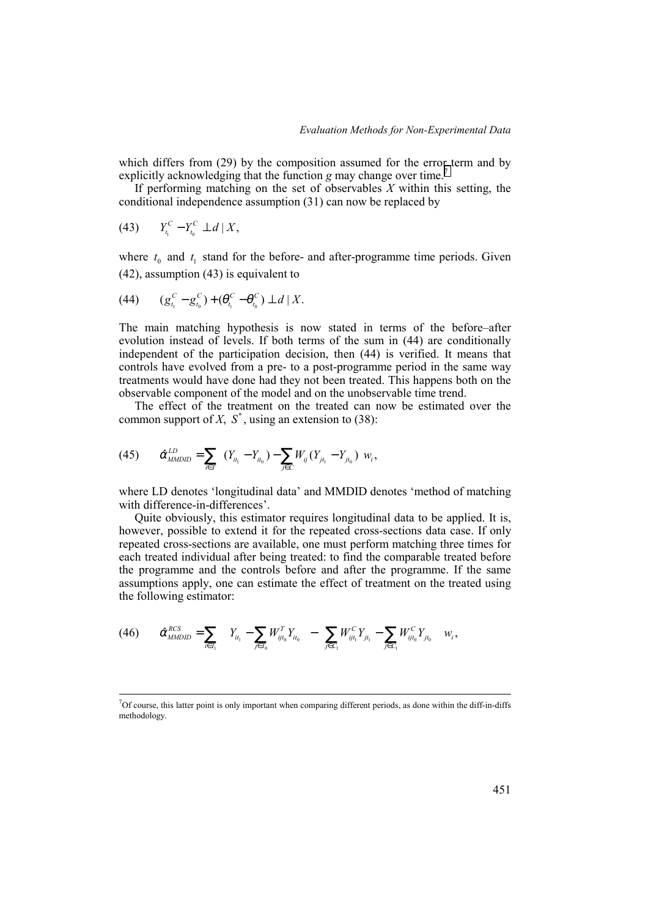which differs from (29) by the composition assumed for the error term and by explicitly acknowledging that the function $g$ may change over time.[7]

If performing matching on the set of observables $X$ within this setting, the conditional independence assumption (31) can now be replaced by

$$(43) \qquad Y_{t_1}^C - Y_{t_0}^C \perp d \mid X,$$

where $t_0$ and $t_1$ stand for the before- and after-programme time periods. Given (42), assumption (43) is equivalent to

$$(44) \qquad (g_{t_1}^C - g_{t_0}^C) + (\theta_{t_1}^C - \theta_{t_0}^C) \perp d \mid X.$$

The main matching hypothesis is now stated in terms of the before–after evolution instead of levels. If both terms of the sum in (44) are conditionally independent of the participation decision, then (44) is verified. It means that controls have evolved from a pre- to a post-programme period in the same way treatments would have done had they not been treated. This happens both on the observable component of the model and on the unobservable time trend.

The effect of the treatment on the treated can now be estimated over the common support of $X$, $S^*$, using an extension to (38):

$$(45) \qquad \hat{\alpha}_{MMDID}^{LD} = \sum_{i \in T} \left[ (Y_{it_1} - Y_{it_0}) - \sum_{j \in C} W_{ij} (Y_{jt_1} - Y_{jt_0}) \right] w_i,$$

where LD denotes 'longitudinal data' and MMDID denotes 'method of matching with difference-in-differences'.

Quite obviously, this estimator requires longitudinal data to be applied. It is, however, possible to extend it for the repeated cross-sections data case. If only repeated cross-sections are available, one must perform matching three times for each treated individual after being treated: to find the comparable treated before the programme and the controls before and after the programme. If the same assumptions apply, one can estimate the effect of treatment on the treated using the following estimator:

$$(46) \qquad \hat{\alpha}_{MMDID}^{RCS} = \sum_{i \in T_1} \left\{ \left[ Y_{it_1} - \sum_{j \in T_0} W_{ijt_0}^T Y_{it_0} \right] - \left[ \sum_{j \in C_1} W_{ijt_1}^C Y_{jt_1} - \sum_{j \in C_1} W_{ijt_0}^C Y_{jt_0} \right] \right\} w_i,$$

[7] Of course, this latter point is only important when comparing different periods, as done within the diff-in-diffs methodology.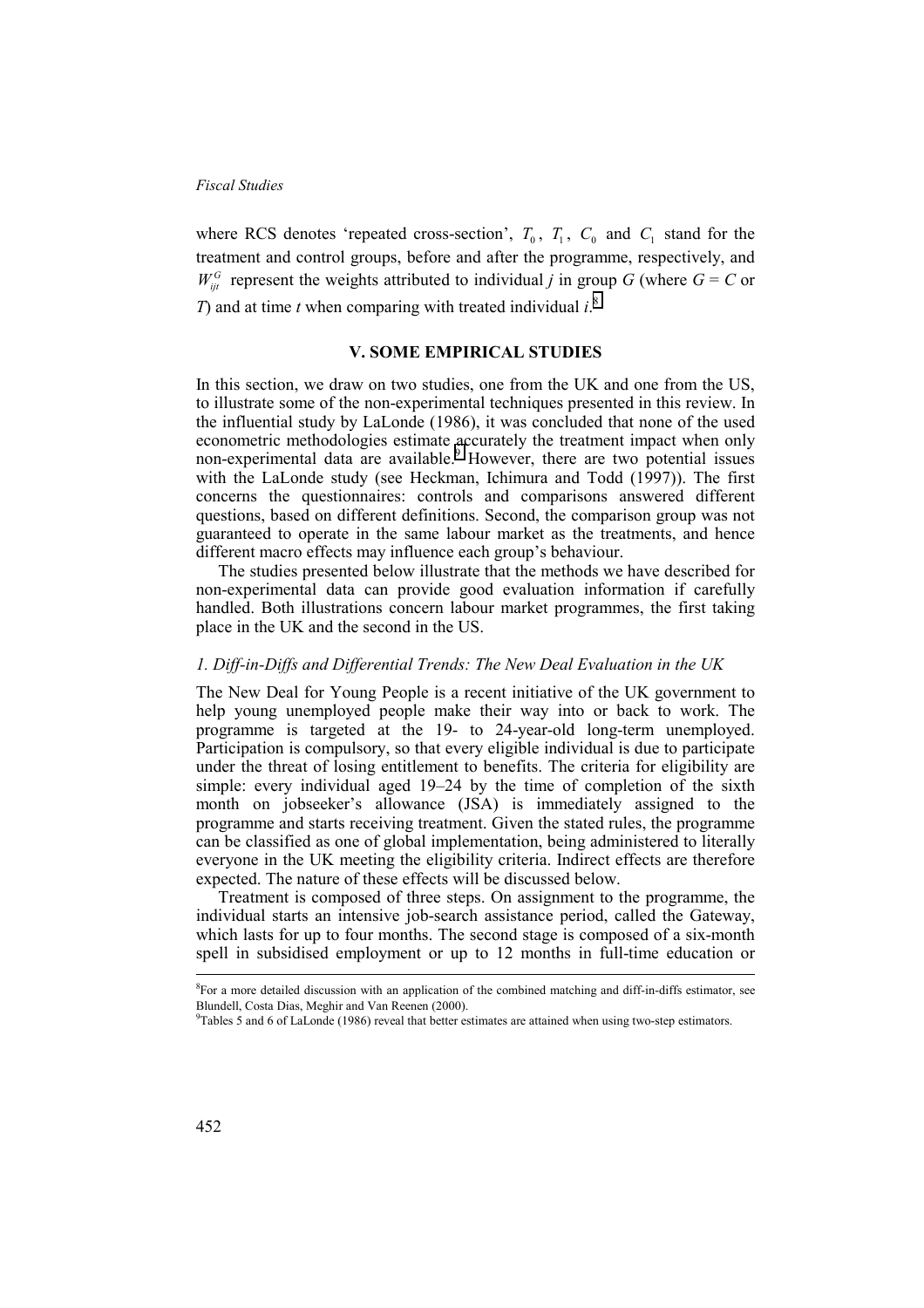where RCS denotes 'repeated cross-section', $T_0$, $T_1$, $C_0$ and $C_1$ stand for the treatment and control groups, before and after the programme, respectively, and $W_{ijt}^{G}$ represent the weights attributed to individual $j$ in group $G$ (where $G = C$ or $T$) and at time $t$ when comparing with treated individual $i$.[8]

## V. SOME EMPIRICAL STUDIES

In this section, we draw on two studies, one from the UK and one from the US, to illustrate some of the non-experimental techniques presented in this review. In the influential study by LaLonde (1986), it was concluded that none of the used econometric methodologies estimate accurately the treatment impact when only non-experimental data are available.[9] However, there are two potential issues with the LaLonde study (see Heckman, Ichimura and Todd (1997)). The first concerns the questionnaires: controls and comparisons answered different questions, based on different definitions. Second, the comparison group was not guaranteed to operate in the same labour market as the treatments, and hence different macro effects may influence each group's behaviour.

The studies presented below illustrate that the methods we have described for non-experimental data can provide good evaluation information if carefully handled. Both illustrations concern labour market programmes, the first taking place in the UK and the second in the US.

### *1. Diff-in-Diffs and Differential Trends: The New Deal Evaluation in the UK*

The New Deal for Young People is a recent initiative of the UK government to help young unemployed people make their way into or back to work. The programme is targeted at the 19- to 24-year-old long-term unemployed. Participation is compulsory, so that every eligible individual is due to participate under the threat of losing entitlement to benefits. The criteria for eligibility are simple: every individual aged 19–24 by the time of completion of the sixth month on jobseeker's allowance (JSA) is immediately assigned to the programme and starts receiving treatment. Given the stated rules, the programme can be classified as one of global implementation, being administered to literally everyone in the UK meeting the eligibility criteria. Indirect effects are therefore expected. The nature of these effects will be discussed below.

Treatment is composed of three steps. On assignment to the programme, the individual starts an intensive job-search assistance period, called the Gateway, which lasts for up to four months. The second stage is composed of a six-month spell in subsidised employment or up to 12 months in full-time education or

---

[8]For a more detailed discussion with an application of the combined matching and diff-in-diffs estimator, see Blundell, Costa Dias, Meghir and Van Reenen (2000).

[9]Tables 5 and 6 of LaLonde (1986) reveal that better estimates are attained when using two-step estimators.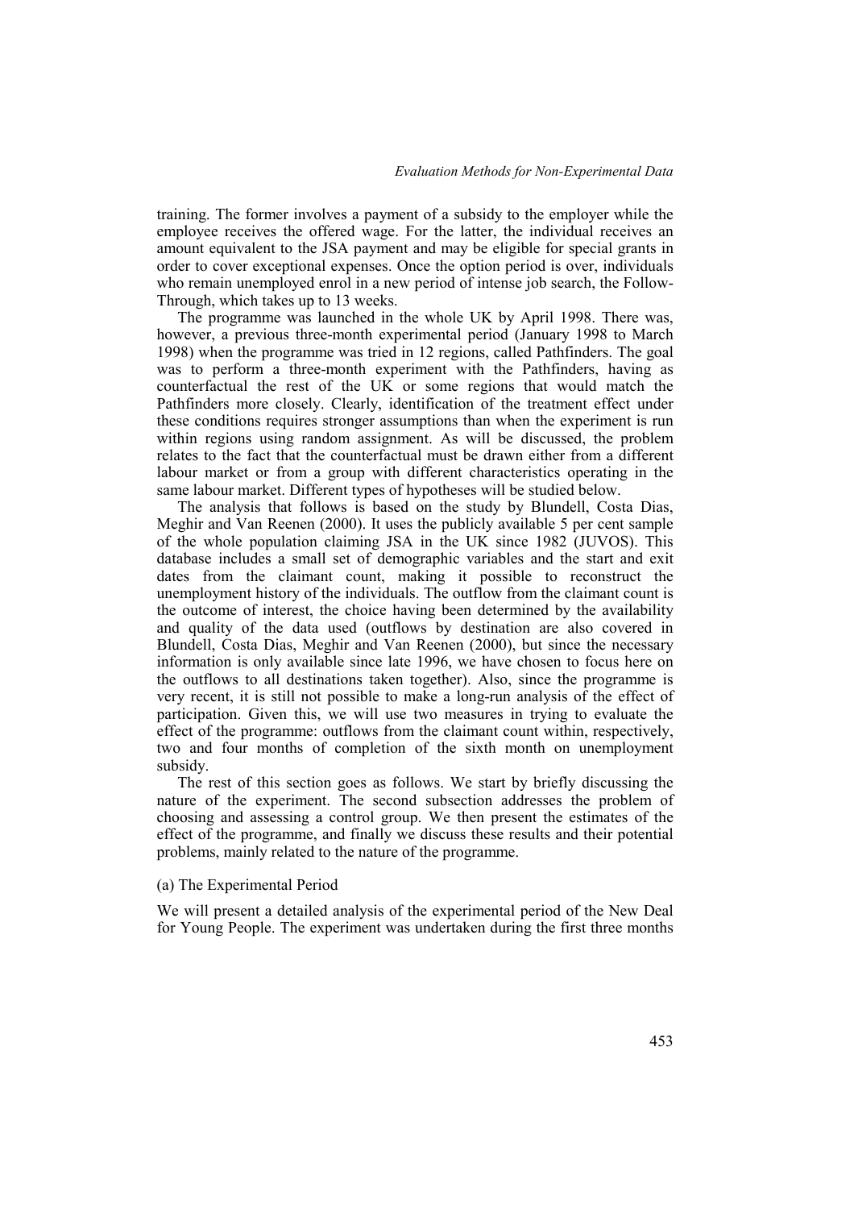training. The former involves a payment of a subsidy to the employer while the employee receives the offered wage. For the latter, the individual receives an amount equivalent to the JSA payment and may be eligible for special grants in order to cover exceptional expenses. Once the option period is over, individuals who remain unemployed enrol in a new period of intense job search, the Follow-Through, which takes up to 13 weeks.

The programme was launched in the whole UK by April 1998. There was, however, a previous three-month experimental period (January 1998 to March 1998) when the programme was tried in 12 regions, called Pathfinders. The goal was to perform a three-month experiment with the Pathfinders, having as counterfactual the rest of the UK or some regions that would match the Pathfinders more closely. Clearly, identification of the treatment effect under these conditions requires stronger assumptions than when the experiment is run within regions using random assignment. As will be discussed, the problem relates to the fact that the counterfactual must be drawn either from a different labour market or from a group with different characteristics operating in the same labour market. Different types of hypotheses will be studied below.

The analysis that follows is based on the study by Blundell, Costa Dias, Meghir and Van Reenen (2000). It uses the publicly available 5 per cent sample of the whole population claiming JSA in the UK since 1982 (JUVOS). This database includes a small set of demographic variables and the start and exit dates from the claimant count, making it possible to reconstruct the unemployment history of the individuals. The outflow from the claimant count is the outcome of interest, the choice having been determined by the availability and quality of the data used (outflows by destination are also covered in Blundell, Costa Dias, Meghir and Van Reenen (2000), but since the necessary information is only available since late 1996, we have chosen to focus here on the outflows to all destinations taken together). Also, since the programme is very recent, it is still not possible to make a long-run analysis of the effect of participation. Given this, we will use two measures in trying to evaluate the effect of the programme: outflows from the claimant count within, respectively, two and four months of completion of the sixth month on unemployment subsidy.

The rest of this section goes as follows. We start by briefly discussing the nature of the experiment. The second subsection addresses the problem of choosing and assessing a control group. We then present the estimates of the effect of the programme, and finally we discuss these results and their potential problems, mainly related to the nature of the programme.

### (a) The Experimental Period

We will present a detailed analysis of the experimental period of the New Deal for Young People. The experiment was undertaken during the first three months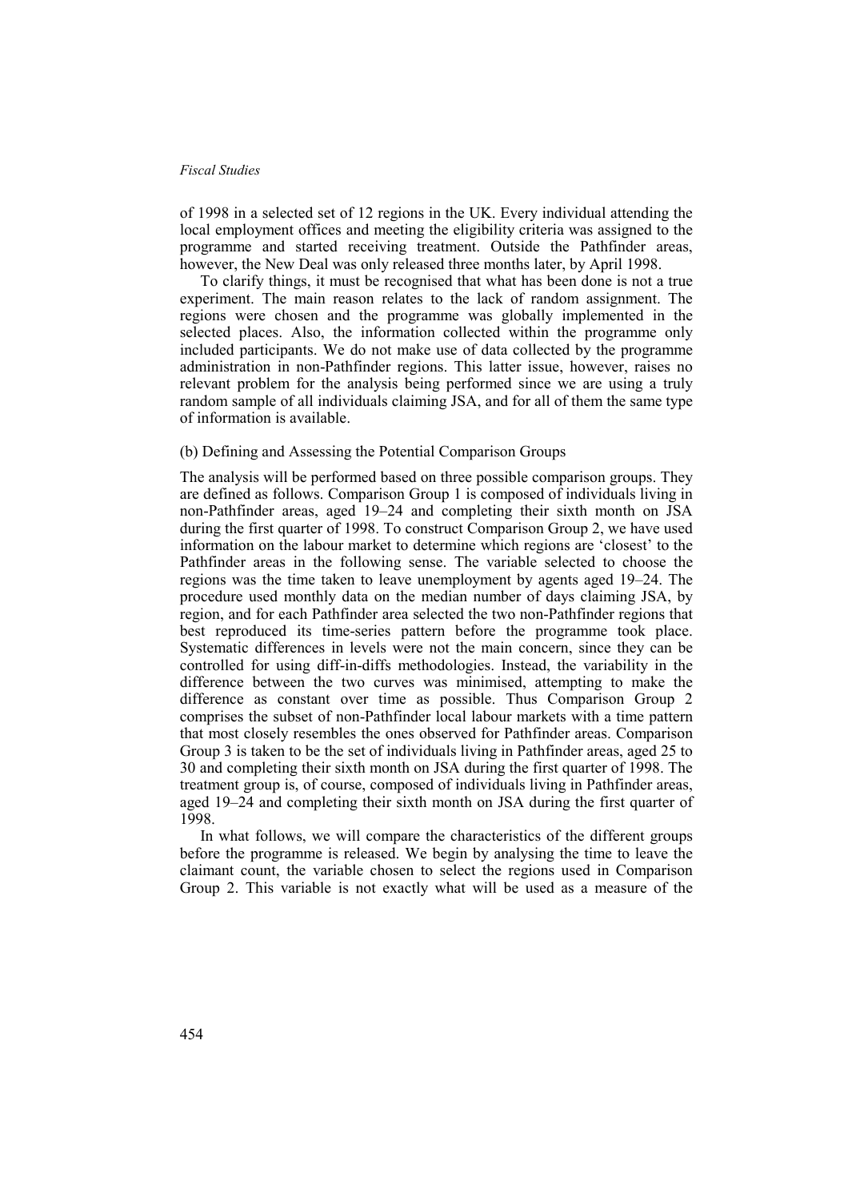of 1998 in a selected set of 12 regions in the UK. Every individual attending the local employment offices and meeting the eligibility criteria was assigned to the programme and started receiving treatment. Outside the Pathfinder areas, however, the New Deal was only released three months later, by April 1998.

To clarify things, it must be recognised that what has been done is not a true experiment. The main reason relates to the lack of random assignment. The regions were chosen and the programme was globally implemented in the selected places. Also, the information collected within the programme only included participants. We do not make use of data collected by the programme administration in non-Pathfinder regions. This latter issue, however, raises no relevant problem for the analysis being performed since we are using a truly random sample of all individuals claiming JSA, and for all of them the same type of information is available.

### (b) Defining and Assessing the Potential Comparison Groups

The analysis will be performed based on three possible comparison groups. They are defined as follows. Comparison Group 1 is composed of individuals living in non-Pathfinder areas, aged 19–24 and completing their sixth month on JSA during the first quarter of 1998. To construct Comparison Group 2, we have used information on the labour market to determine which regions are 'closest' to the Pathfinder areas in the following sense. The variable selected to choose the regions was the time taken to leave unemployment by agents aged 19–24. The procedure used monthly data on the median number of days claiming JSA, by region, and for each Pathfinder area selected the two non-Pathfinder regions that best reproduced its time-series pattern before the programme took place. Systematic differences in levels were not the main concern, since they can be controlled for using diff-in-diffs methodologies. Instead, the variability in the difference between the two curves was minimised, attempting to make the difference as constant over time as possible. Thus Comparison Group 2 comprises the subset of non-Pathfinder local labour markets with a time pattern that most closely resembles the ones observed for Pathfinder areas. Comparison Group 3 is taken to be the set of individuals living in Pathfinder areas, aged 25 to 30 and completing their sixth month on JSA during the first quarter of 1998. The treatment group is, of course, composed of individuals living in Pathfinder areas, aged 19–24 and completing their sixth month on JSA during the first quarter of 1998.

In what follows, we will compare the characteristics of the different groups before the programme is released. We begin by analysing the time to leave the claimant count, the variable chosen to select the regions used in Comparison Group 2. This variable is not exactly what will be used as a measure of the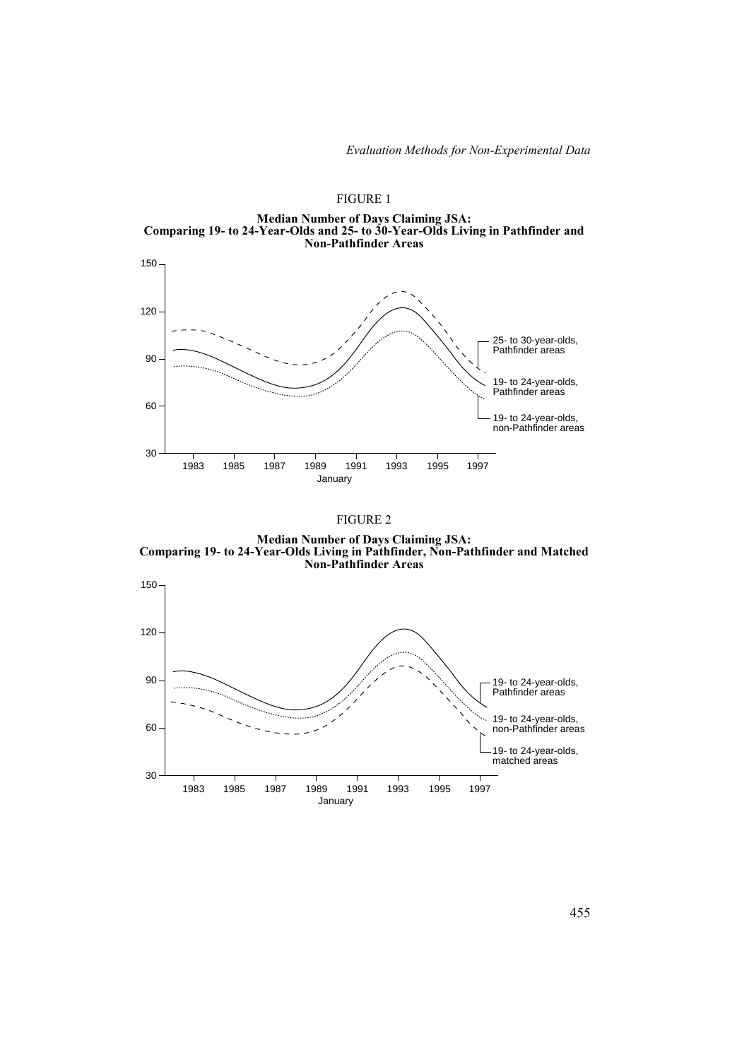FIGURE 1

**Median Number of Days Claiming JSA: Comparing 19- to 24-Year-Olds and 25- to 30-Year-Olds Living in Pathfinder and Non-Pathfinder Areas**

FIGURE 2

**Median Number of Days Claiming JSA: Comparing 19- to 24-Year-Olds Living in Pathfinder, Non-Pathfinder and Matched Non-Pathfinder Areas**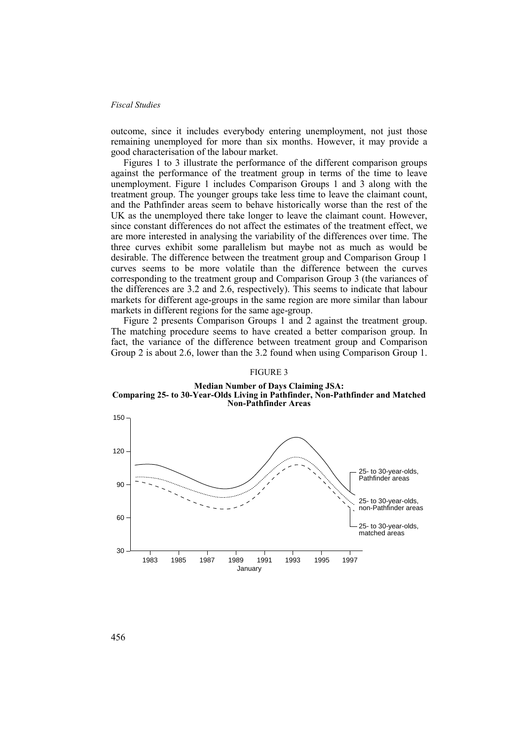outcome, since it includes everybody entering unemployment, not just those remaining unemployed for more than six months. However, it may provide a good characterisation of the labour market.

Figures 1 to 3 illustrate the performance of the different comparison groups against the performance of the treatment group in terms of the time to leave unemployment. Figure 1 includes Comparison Groups 1 and 3 along with the treatment group. The younger groups take less time to leave the claimant count, and the Pathfinder areas seem to behave historically worse than the rest of the UK as the unemployed there take longer to leave the claimant count. However, since constant differences do not affect the estimates of the treatment effect, we are more interested in analysing the variability of the differences over time. The three curves exhibit some parallelism but maybe not as much as would be desirable. The difference between the treatment group and Comparison Group 1 curves seems to be more volatile than the difference between the curves corresponding to the treatment group and Comparison Group 3 (the variances of the differences are 3.2 and 2.6, respectively). This seems to indicate that labour markets for different age-groups in the same region are more similar than labour markets in different regions for the same age-group.

Figure 2 presents Comparison Groups 1 and 2 against the treatment group. The matching procedure seems to have created a better comparison group. In fact, the variance of the difference between treatment group and Comparison Group 2 is about 2.6, lower than the 3.2 found when using Comparison Group 1.

FIGURE 3

**Median Number of Days Claiming JSA: Comparing 25- to 30-Year-Olds Living in Pathfinder, Non-Pathfinder and Matched Non-Pathfinder Areas**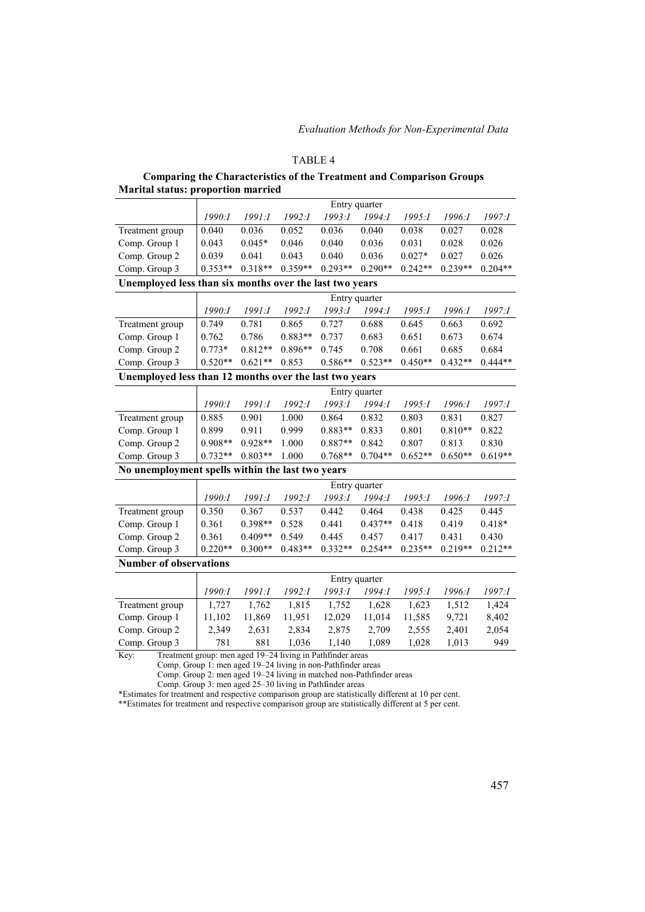TABLE 4

**Comparing the Characteristics of the Treatment and Comparison Groups**

**Marital status: proportion married**

| | Entry quarter | | | | | | | |
|---|---|---|---|---|---|---|---|---|
| | *1990:I* | *1991:I* | *1992:I* | *1993:I* | *1994:I* | *1995:I* | *1996:I* | *1997:I* |
| Treatment group | 0.040 | 0.036 | 0.052 | 0.036 | 0.040 | 0.038 | 0.027 | 0.028 |
| Comp. Group 1 | 0.043 | 0.045* | 0.046 | 0.040 | 0.036 | 0.031 | 0.028 | 0.026 |
| Comp. Group 2 | 0.039 | 0.041 | 0.043 | 0.040 | 0.036 | 0.027* | 0.027 | 0.026 |
| Comp. Group 3 | 0.353** | 0.318** | 0.359** | 0.293** | 0.290** | 0.242** | 0.239** | 0.204** |

**Unemployed less than six months over the last two years**

| | Entry quarter | | | | | | | |
|---|---|---|---|---|---|---|---|---|
| | *1990:I* | *1991:I* | *1992:I* | *1993:I* | *1994:I* | *1995:I* | *1996:I* | *1997:I* |
| Treatment group | 0.749 | 0.781 | 0.865 | 0.727 | 0.688 | 0.645 | 0.663 | 0.692 |
| Comp. Group 1 | 0.762 | 0.786 | 0.883** | 0.737 | 0.683 | 0.651 | 0.673 | 0.674 |
| Comp. Group 2 | 0.773* | 0.812** | 0.896** | 0.745 | 0.708 | 0.661 | 0.685 | 0.684 |
| Comp. Group 3 | 0.520** | 0.621** | 0.853 | 0.586** | 0.523** | 0.450** | 0.432** | 0.444** |

**Unemployed less than 12 months over the last two years**

| | Entry quarter | | | | | | | |
|---|---|---|---|---|---|---|---|---|
| | *1990:I* | *1991:I* | *1992:I* | *1993:I* | *1994:I* | *1995:I* | *1996:I* | *1997:I* |
| Treatment group | 0.885 | 0.901 | 1.000 | 0.864 | 0.832 | 0.803 | 0.831 | 0.827 |
| Comp. Group 1 | 0.899 | 0.911 | 0.999 | 0.883** | 0.833 | 0.801 | 0.810** | 0.822 |
| Comp. Group 2 | 0.908** | 0.928** | 1.000 | 0.887** | 0.842 | 0.807 | 0.813 | 0.830 |
| Comp. Group 3 | 0.732** | 0.803** | 1.000 | 0.768** | 0.704** | 0.652** | 0.650** | 0.619** |

**No unemployment spells within the last two years**

| | Entry quarter | | | | | | | |
|---|---|---|---|---|---|---|---|---|
| | *1990:I* | *1991:I* | *1992:I* | *1993:I* | *1994:I* | *1995:I* | *1996:I* | *1997:I* |
| Treatment group | 0.350 | 0.367 | 0.537 | 0.442 | 0.464 | 0.438 | 0.425 | 0.445 |
| Comp. Group 1 | 0.361 | 0.398** | 0.528 | 0.441 | 0.437** | 0.418 | 0.419 | 0.418* |
| Comp. Group 2 | 0.361 | 0.409** | 0.549 | 0.445 | 0.457 | 0.417 | 0.431 | 0.430 |
| Comp. Group 3 | 0.220** | 0.300** | 0.483** | 0.332** | 0.254** | 0.235** | 0.219** | 0.212** |

**Number of observations**

| | Entry quarter | | | | | | | |
|---|---|---|---|---|---|---|---|---|
| | *1990:I* | *1991:I* | *1992:I* | *1993:I* | *1994:I* | *1995:I* | *1996:I* | *1997:I* |
| Treatment group | 1,727 | 1,762 | 1,815 | 1,752 | 1,628 | 1,623 | 1,512 | 1,424 |
| Comp. Group 1 | 11,102 | 11,869 | 11,951 | 12,029 | 11,014 | 11,585 | 9,721 | 8,402 |
| Comp. Group 2 | 2,349 | 2,631 | 2,834 | 2,875 | 2,709 | 2,555 | 2,401 | 2,054 |
| Comp. Group 3 | 781 | 881 | 1,036 | 1,140 | 1,089 | 1,028 | 1,013 | 949 |

Key: Treatment group: men aged 19–24 living in Pathfinder areas
Comp. Group 1: men aged 19–24 living in non-Pathfinder areas
Comp. Group 2: men aged 19–24 living in matched non-Pathfinder areas
Comp. Group 3: men aged 25–30 living in Pathfinder areas

*Estimates for treatment and respective comparison group are statistically different at 10 per cent.
**Estimates for treatment and respective comparison group are statistically different at 5 per cent.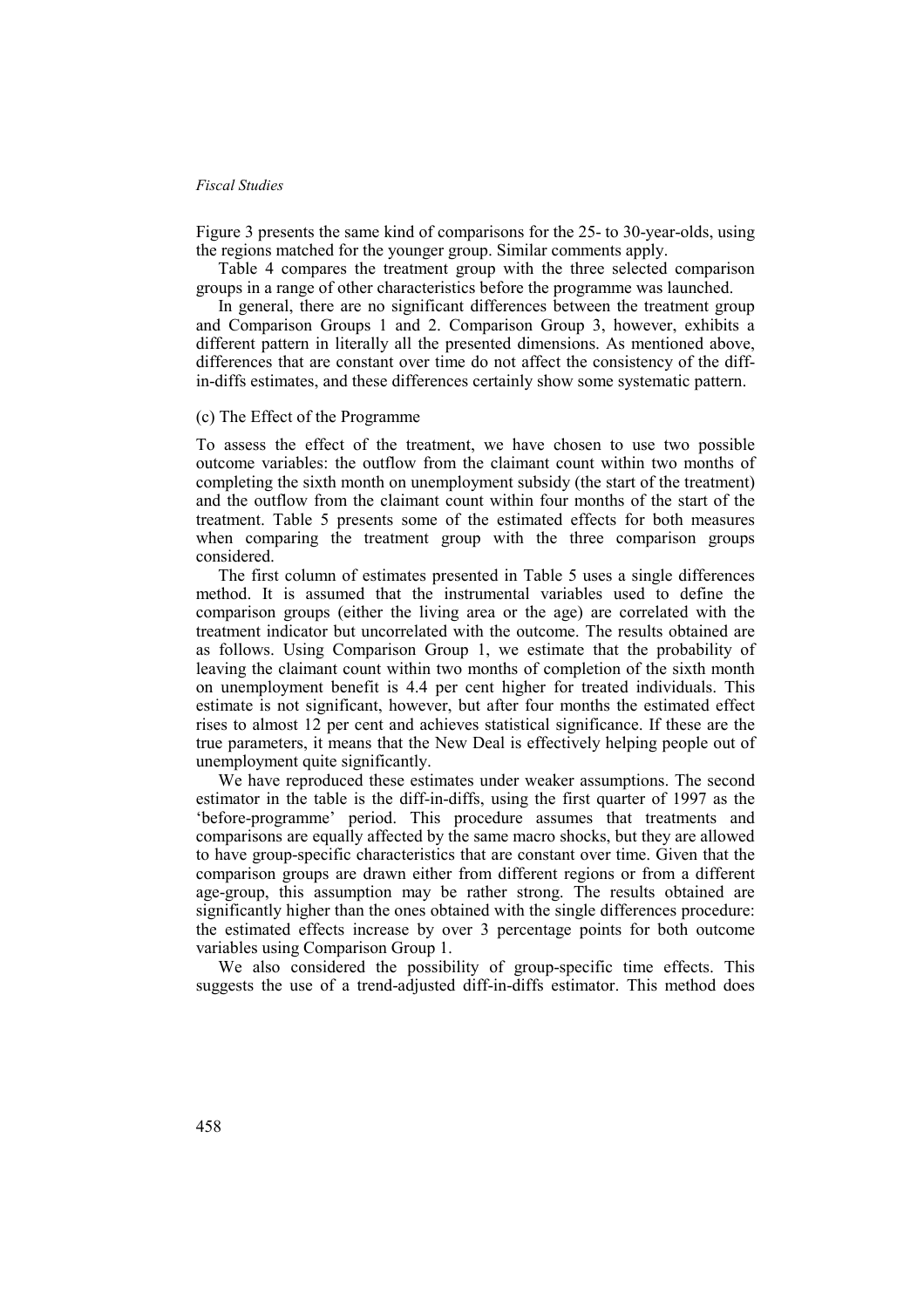Figure 3 presents the same kind of comparisons for the 25- to 30-year-olds, using the regions matched for the younger group. Similar comments apply.

Table 4 compares the treatment group with the three selected comparison groups in a range of other characteristics before the programme was launched.

In general, there are no significant differences between the treatment group and Comparison Groups 1 and 2. Comparison Group 3, however, exhibits a different pattern in literally all the presented dimensions. As mentioned above, differences that are constant over time do not affect the consistency of the diff-in-diffs estimates, and these differences certainly show some systematic pattern.

### (c) The Effect of the Programme

To assess the effect of the treatment, we have chosen to use two possible outcome variables: the outflow from the claimant count within two months of completing the sixth month on unemployment subsidy (the start of the treatment) and the outflow from the claimant count within four months of the start of the treatment. Table 5 presents some of the estimated effects for both measures when comparing the treatment group with the three comparison groups considered.

The first column of estimates presented in Table 5 uses a single differences method. It is assumed that the instrumental variables used to define the comparison groups (either the living area or the age) are correlated with the treatment indicator but uncorrelated with the outcome. The results obtained are as follows. Using Comparison Group 1, we estimate that the probability of leaving the claimant count within two months of completion of the sixth month on unemployment benefit is 4.4 per cent higher for treated individuals. This estimate is not significant, however, but after four months the estimated effect rises to almost 12 per cent and achieves statistical significance. If these are the true parameters, it means that the New Deal is effectively helping people out of unemployment quite significantly.

We have reproduced these estimates under weaker assumptions. The second estimator in the table is the diff-in-diffs, using the first quarter of 1997 as the 'before-programme' period. This procedure assumes that treatments and comparisons are equally affected by the same macro shocks, but they are allowed to have group-specific characteristics that are constant over time. Given that the comparison groups are drawn either from different regions or from a different age-group, this assumption may be rather strong. The results obtained are significantly higher than the ones obtained with the single differences procedure: the estimated effects increase by over 3 percentage points for both outcome variables using Comparison Group 1.

We also considered the possibility of group-specific time effects. This suggests the use of a trend-adjusted diff-in-diffs estimator. This method does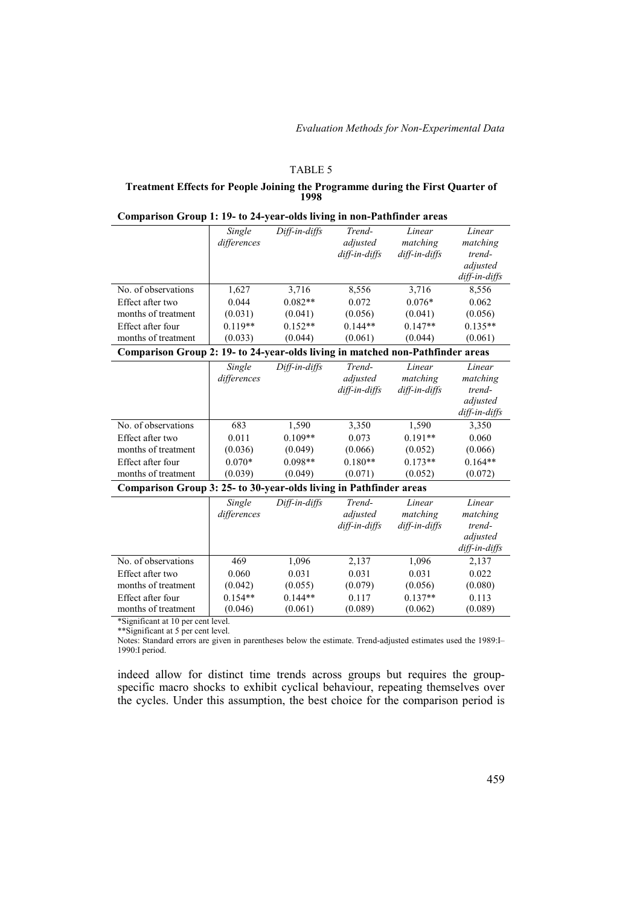TABLE 5

**Treatment Effects for People Joining the Programme during the First Quarter of 1998**

**Comparison Group 1: 19- to 24-year-olds living in non-Pathfinder areas**

| | *Single differences* | *Diff-in-diffs* | *Trend-adjusted diff-in-diffs* | *Linear matching diff-in-diffs* | *Linear matching trend-adjusted diff-in-diffs* |
|---|---|---|---|---|---|
| No. of observations | 1,627 | 3,716 | 8,556 | 3,716 | 8,556 |
| Effect after two months of treatment | 0.044 (0.031) | 0.082** (0.041) | 0.072 (0.056) | 0.076* (0.041) | 0.062 (0.056) |
| Effect after four months of treatment | 0.119** (0.033) | 0.152** (0.044) | 0.144** (0.061) | 0.147** (0.044) | 0.135** (0.061) |

**Comparison Group 2: 19- to 24-year-olds living in matched non-Pathfinder areas**

| | *Single differences* | *Diff-in-diffs* | *Trend-adjusted diff-in-diffs* | *Linear matching diff-in-diffs* | *Linear matching trend-adjusted diff-in-diffs* |
|---|---|---|---|---|---|
| No. of observations | 683 | 1,590 | 3,350 | 1,590 | 3,350 |
| Effect after two months of treatment | 0.011 (0.036) | 0.109** (0.049) | 0.073 (0.066) | 0.191** (0.052) | 0.060 (0.066) |
| Effect after four months of treatment | 0.070* (0.039) | 0.098** (0.049) | 0.180** (0.071) | 0.173** (0.052) | 0.164** (0.072) |

**Comparison Group 3: 25- to 30-year-olds living in Pathfinder areas**

| | *Single differences* | *Diff-in-diffs* | *Trend-adjusted diff-in-diffs* | *Linear matching diff-in-diffs* | *Linear matching trend-adjusted diff-in-diffs* |
|---|---|---|---|---|---|
| No. of observations | 469 | 1,096 | 2,137 | 1,096 | 2,137 |
| Effect after two months of treatment | 0.060 (0.042) | 0.031 (0.055) | 0.031 (0.079) | 0.031 (0.056) | 0.022 (0.080) |
| Effect after four months of treatment | 0.154** (0.046) | 0.144** (0.061) | 0.117 (0.089) | 0.137** (0.062) | 0.113 (0.089) |

*Significant at 10 per cent level.
**Significant at 5 per cent level.
Notes: Standard errors are given in parentheses below the estimate. Trend-adjusted estimates used the 1989:I–1990:I period.

indeed allow for distinct time trends across groups but requires the group-specific macro shocks to exhibit cyclical behaviour, repeating themselves over the cycles. Under this assumption, the best choice for the comparison period is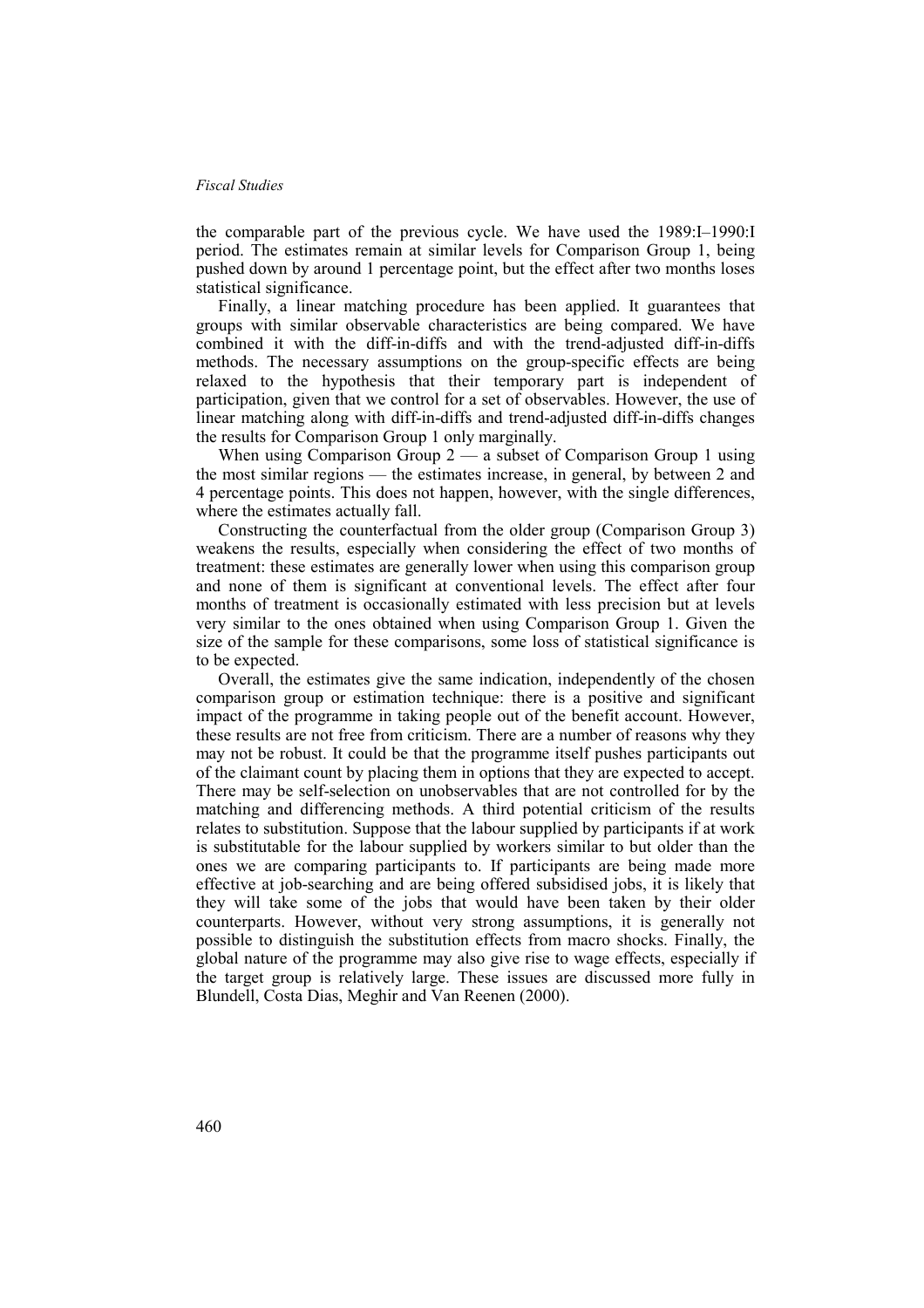the comparable part of the previous cycle. We have used the 1989:I–1990:I period. The estimates remain at similar levels for Comparison Group 1, being pushed down by around 1 percentage point, but the effect after two months loses statistical significance.

Finally, a linear matching procedure has been applied. It guarantees that groups with similar observable characteristics are being compared. We have combined it with the diff-in-diffs and with the trend-adjusted diff-in-diffs methods. The necessary assumptions on the group-specific effects are being relaxed to the hypothesis that their temporary part is independent of participation, given that we control for a set of observables. However, the use of linear matching along with diff-in-diffs and trend-adjusted diff-in-diffs changes the results for Comparison Group 1 only marginally.

When using Comparison Group 2 — a subset of Comparison Group 1 using the most similar regions — the estimates increase, in general, by between 2 and 4 percentage points. This does not happen, however, with the single differences, where the estimates actually fall.

Constructing the counterfactual from the older group (Comparison Group 3) weakens the results, especially when considering the effect of two months of treatment: these estimates are generally lower when using this comparison group and none of them is significant at conventional levels. The effect after four months of treatment is occasionally estimated with less precision but at levels very similar to the ones obtained when using Comparison Group 1. Given the size of the sample for these comparisons, some loss of statistical significance is to be expected.

Overall, the estimates give the same indication, independently of the chosen comparison group or estimation technique: there is a positive and significant impact of the programme in taking people out of the benefit account. However, these results are not free from criticism. There are a number of reasons why they may not be robust. It could be that the programme itself pushes participants out of the claimant count by placing them in options that they are expected to accept. There may be self-selection on unobservables that are not controlled for by the matching and differencing methods. A third potential criticism of the results relates to substitution. Suppose that the labour supplied by participants if at work is substitutable for the labour supplied by workers similar to but older than the ones we are comparing participants to. If participants are being made more effective at job-searching and are being offered subsidised jobs, it is likely that they will take some of the jobs that would have been taken by their older counterparts. However, without very strong assumptions, it is generally not possible to distinguish the substitution effects from macro shocks. Finally, the global nature of the programme may also give rise to wage effects, especially if the target group is relatively large. These issues are discussed more fully in Blundell, Costa Dias, Meghir and Van Reenen (2000).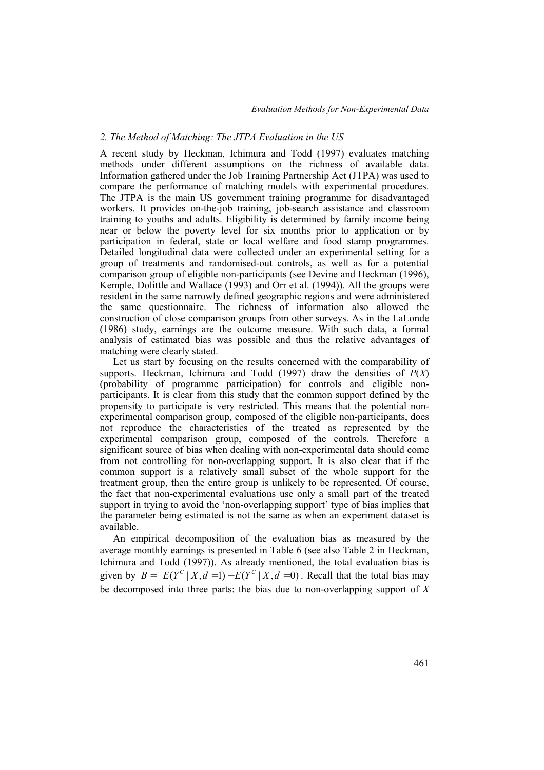### 2. The Method of Matching: The JTPA Evaluation in the US

A recent study by Heckman, Ichimura and Todd (1997) evaluates matching methods under different assumptions on the richness of available data. Information gathered under the Job Training Partnership Act (JTPA) was used to compare the performance of matching models with experimental procedures. The JTPA is the main US government training programme for disadvantaged workers. It provides on-the-job training, job-search assistance and classroom training to youths and adults. Eligibility is determined by family income being near or below the poverty level for six months prior to application or by participation in federal, state or local welfare and food stamp programmes. Detailed longitudinal data were collected under an experimental setting for a group of treatments and randomised-out controls, as well as for a potential comparison group of eligible non-participants (see Devine and Heckman (1996), Kemple, Dolittle and Wallace (1993) and Orr et al. (1994)). All the groups were resident in the same narrowly defined geographic regions and were administered the same questionnaire. The richness of information also allowed the construction of close comparison groups from other surveys. As in the LaLonde (1986) study, earnings are the outcome measure. With such data, a formal analysis of estimated bias was possible and thus the relative advantages of matching were clearly stated.

Let us start by focusing on the results concerned with the comparability of supports. Heckman, Ichimura and Todd (1997) draw the densities of $P(X)$ (probability of programme participation) for controls and eligible non-participants. It is clear from this study that the common support defined by the propensity to participate is very restricted. This means that the potential non-experimental comparison group, composed of the eligible non-participants, does not reproduce the characteristics of the treated as represented by the experimental comparison group, composed of the controls. Therefore a significant source of bias when dealing with non-experimental data should come from not controlling for non-overlapping support. It is also clear that if the common support is a relatively small subset of the whole support for the treatment group, then the entire group is unlikely to be represented. Of course, the fact that non-experimental evaluations use only a small part of the treated support in trying to avoid the 'non-overlapping support' type of bias implies that the parameter being estimated is not the same as when an experiment dataset is available.

An empirical decomposition of the evaluation bias as measured by the average monthly earnings is presented in Table 6 (see also Table 2 in Heckman, Ichimura and Todd (1997)). As already mentioned, the total evaluation bias is given by $B = E(Y^C \mid X, d=1) - E(Y^C \mid X, d=0)$. Recall that the total bias may be decomposed into three parts: the bias due to non-overlapping support of $X$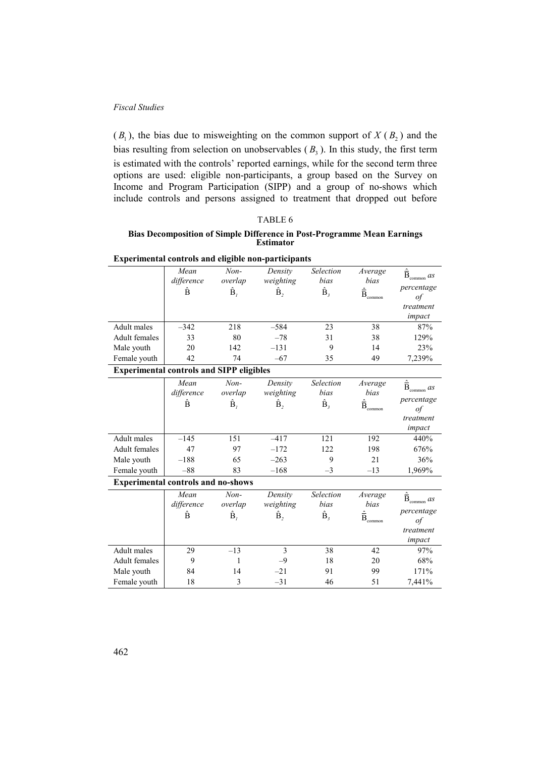($B_1$), the bias due to misweighting on the common support of $X$ ($B_2$) and the bias resulting from selection on unobservables ($B_3$). In this study, the first term is estimated with the controls' reported earnings, while for the second term three options are used: eligible non-participants, a group based on the Survey on Income and Program Participation (SIPP) and a group of no-shows which include controls and persons assigned to treatment that dropped out before

TABLE 6

**Bias Decomposition of Simple Difference in Post-Programme Mean Earnings Estimator**

**Experimental controls and eligible non-participants**

| | *Mean difference* $\hat{B}$ | *Non-overlap* $\hat{B}_1$ | *Density weighting* $\hat{B}_2$ | *Selection bias* $\hat{B}_3$ | *Average bias* $\hat{\bar{B}}_{common}$ | $\hat{\bar{B}}_{common}$ *as percentage of treatment impact* |
|---|---|---|---|---|---|---|
| Adult males | –342 | 218 | –584 | 23 | 38 | 87% |
| Adult females | 33 | 80 | –78 | 31 | 38 | 129% |
| Male youth | 20 | 142 | –131 | 9 | 14 | 23% |
| Female youth | 42 | 74 | –67 | 35 | 49 | 7,239% |

**Experimental controls and SIPP eligibles**

| | *Mean difference* $\hat{B}$ | *Non-overlap* $\hat{B}_1$ | *Density weighting* $\hat{B}_2$ | *Selection bias* $\hat{B}_3$ | *Average bias* $\hat{\bar{B}}_{common}$ | $\hat{\bar{B}}_{common}$ *as percentage of treatment impact* |
|---|---|---|---|---|---|---|
| Adult males | –145 | 151 | –417 | 121 | 192 | 440% |
| Adult females | 47 | 97 | –172 | 122 | 198 | 676% |
| Male youth | –188 | 65 | –263 | 9 | 21 | 36% |
| Female youth | –88 | 83 | –168 | –3 | –13 | 1,969% |

**Experimental controls and no-shows**

| | *Mean difference* $\hat{B}$ | *Non-overlap* $\hat{B}_1$ | *Density weighting* $\hat{B}_2$ | *Selection bias* $\hat{B}_3$ | *Average bias* $\hat{\bar{B}}_{common}$ | $\hat{\bar{B}}_{common}$ *as percentage of treatment impact* |
|---|---|---|---|---|---|---|
| Adult males | 29 | –13 | 3 | 38 | 42 | 97% |
| Adult females | 9 | 1 | –9 | 18 | 20 | 68% |
| Male youth | 84 | 14 | –21 | 91 | 99 | 171% |
| Female youth | 18 | 3 | –31 | 46 | 51 | 7,441% |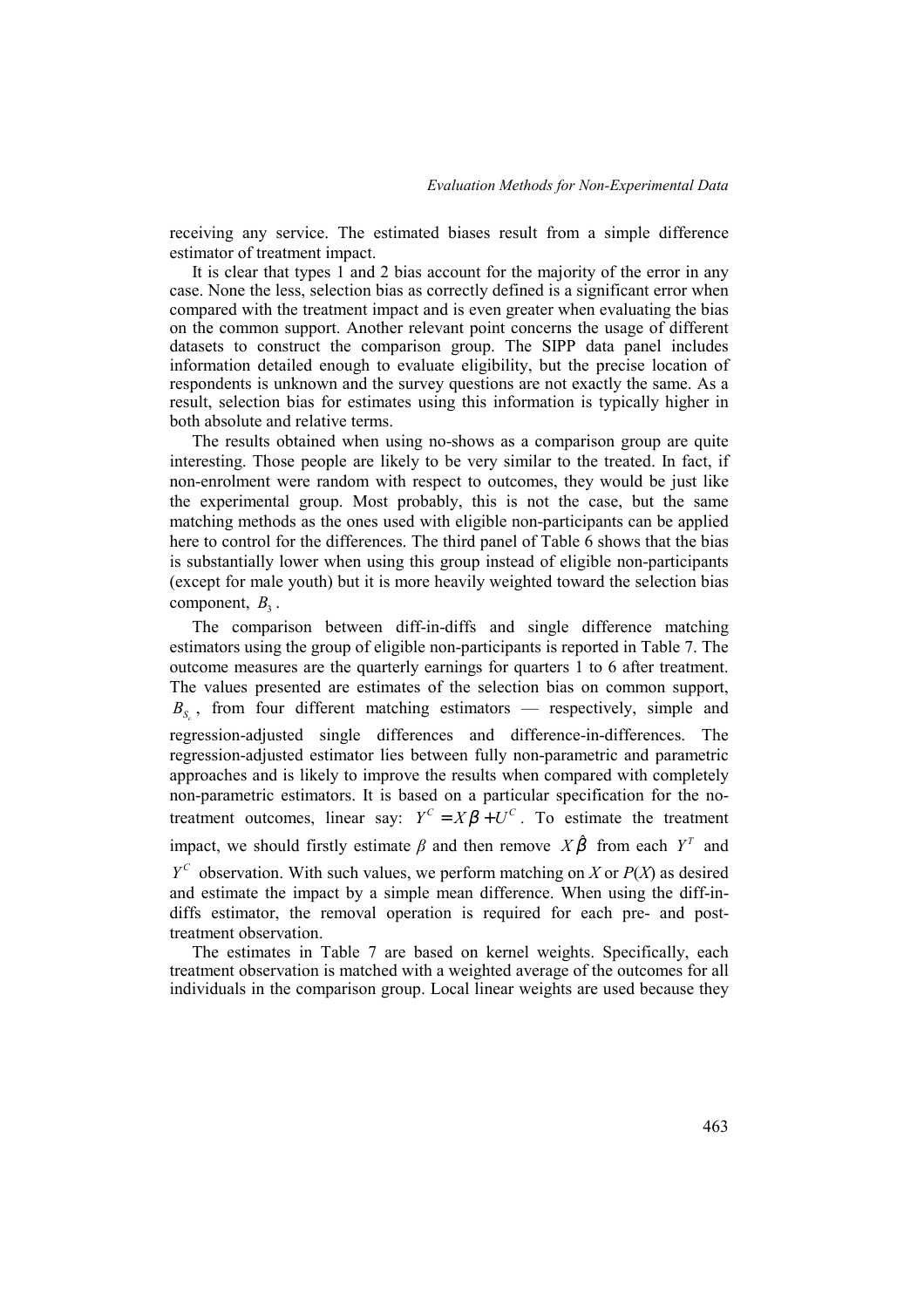receiving any service. The estimated biases result from a simple difference estimator of treatment impact.

It is clear that types 1 and 2 bias account for the majority of the error in any case. None the less, selection bias as correctly defined is a significant error when compared with the treatment impact and is even greater when evaluating the bias on the common support. Another relevant point concerns the usage of different datasets to construct the comparison group. The SIPP data panel includes information detailed enough to evaluate eligibility, but the precise location of respondents is unknown and the survey questions are not exactly the same. As a result, selection bias for estimates using this information is typically higher in both absolute and relative terms.

The results obtained when using no-shows as a comparison group are quite interesting. Those people are likely to be very similar to the treated. In fact, if non-enrolment were random with respect to outcomes, they would be just like the experimental group. Most probably, this is not the case, but the same matching methods as the ones used with eligible non-participants can be applied here to control for the differences. The third panel of Table 6 shows that the bias is substantially lower when using this group instead of eligible non-participants (except for male youth) but it is more heavily weighted toward the selection bias component, $B_3$.

The comparison between diff-in-diffs and single difference matching estimators using the group of eligible non-participants is reported in Table 7. The outcome measures are the quarterly earnings for quarters 1 to 6 after treatment. The values presented are estimates of the selection bias on common support, $B_{S_c}$, from four different matching estimators — respectively, simple and regression-adjusted single differences and difference-in-differences. The regression-adjusted estimator lies between fully non-parametric and parametric approaches and is likely to improve the results when compared with completely non-parametric estimators. It is based on a particular specification for the no-treatment outcomes, linear say: $Y^C = X\beta + U^C$. To estimate the treatment impact, we should firstly estimate $\beta$ and then remove $X\hat{\beta}$ from each $Y^T$ and $Y^C$ observation. With such values, we perform matching on $X$ or $P(X)$ as desired and estimate the impact by a simple mean difference. When using the diff-in-diffs estimator, the removal operation is required for each pre- and post-treatment observation.

The estimates in Table 7 are based on kernel weights. Specifically, each treatment observation is matched with a weighted average of the outcomes for all individuals in the comparison group. Local linear weights are used because they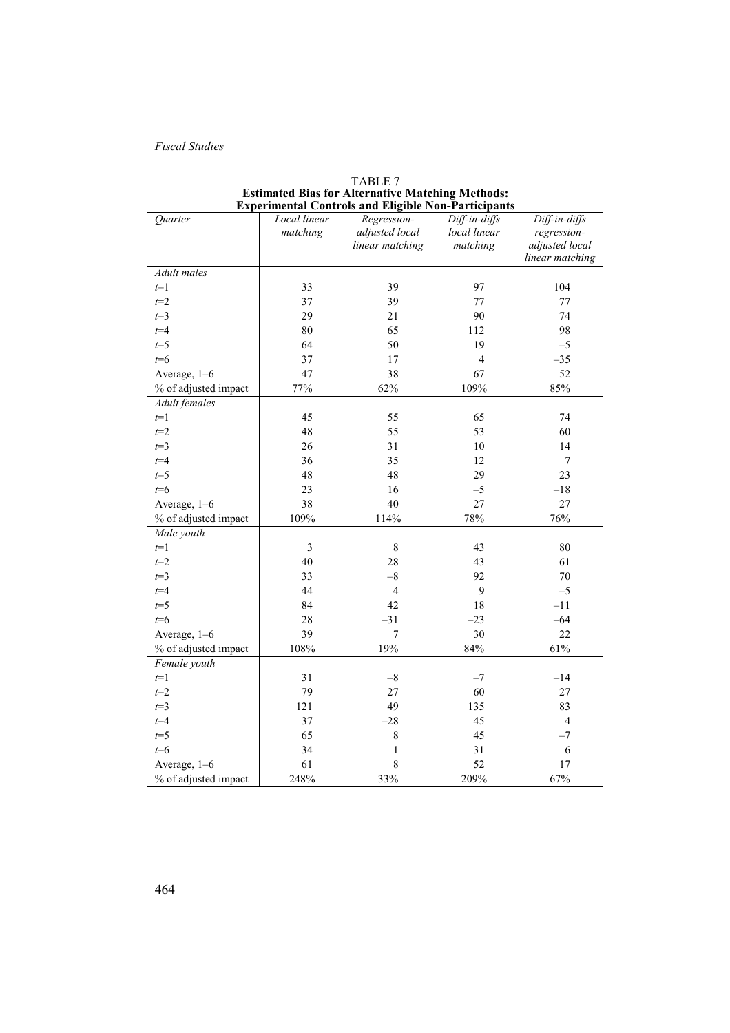TABLE 7

**Estimated Bias for Alternative Matching Methods: Experimental Controls and Eligible Non-Participants**

| *Quarter* | *Local linear matching* | *Regression-adjusted local linear matching* | *Diff-in-diffs local linear matching* | *Diff-in-diffs regression-adjusted local linear matching* |
|---|---|---|---|---|
| *Adult males* | | | | |
| $t$=1 | 33 | 39 | 97 | 104 |
| $t$=2 | 37 | 39 | 77 | 77 |
| $t$=3 | 29 | 21 | 90 | 74 |
| $t$=4 | 80 | 65 | 112 | 98 |
| $t$=5 | 64 | 50 | 19 | –5 |
| $t$=6 | 37 | 17 | 4 | –35 |
| Average, 1–6 | 47 | 38 | 67 | 52 |
| % of adjusted impact | 77% | 62% | 109% | 85% |
| *Adult females* | | | | |
| $t$=1 | 45 | 55 | 65 | 74 |
| $t$=2 | 48 | 55 | 53 | 60 |
| $t$=3 | 26 | 31 | 10 | 14 |
| $t$=4 | 36 | 35 | 12 | 7 |
| $t$=5 | 48 | 48 | 29 | 23 |
| $t$=6 | 23 | 16 | –5 | –18 |
| Average, 1–6 | 38 | 40 | 27 | 27 |
| % of adjusted impact | 109% | 114% | 78% | 76% |
| *Male youth* | | | | |
| $t$=1 | 3 | 8 | 43 | 80 |
| $t$=2 | 40 | 28 | 43 | 61 |
| $t$=3 | 33 | –8 | 92 | 70 |
| $t$=4 | 44 | 4 | 9 | –5 |
| $t$=5 | 84 | 42 | 18 | –11 |
| $t$=6 | 28 | –31 | –23 | –64 |
| Average, 1–6 | 39 | 7 | 30 | 22 |
| % of adjusted impact | 108% | 19% | 84% | 61% |
| *Female youth* | | | | |
| $t$=1 | 31 | –8 | –7 | –14 |
| $t$=2 | 79 | 27 | 60 | 27 |
| $t$=3 | 121 | 49 | 135 | 83 |
| $t$=4 | 37 | –28 | 45 | 4 |
| $t$=5 | 65 | 8 | 45 | –7 |
| $t$=6 | 34 | 1 | 31 | 6 |
| Average, 1–6 | 61 | 8 | 52 | 17 |
| % of adjusted impact | 248% | 33% | 209% | 67% |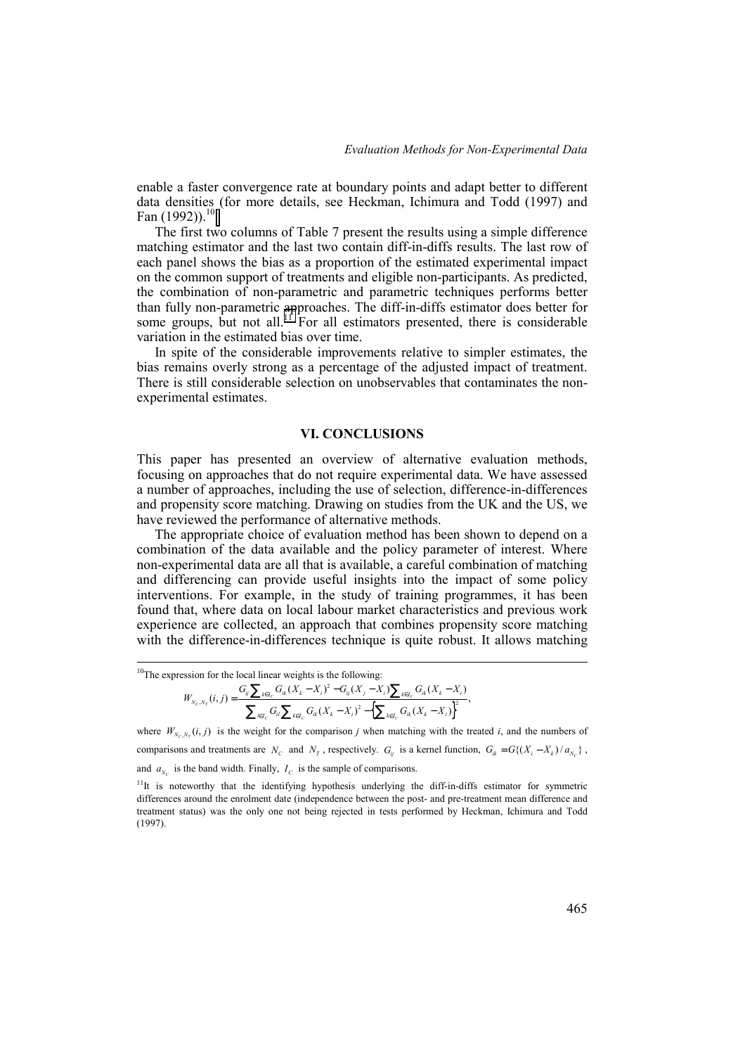enable a faster convergence rate at boundary points and adapt better to different data densities (for more details, see Heckman, Ichimura and Todd (1997) and Fan (1992)).[10]

The first two columns of Table 7 present the results using a simple difference matching estimator and the last two contain diff-in-diffs results. The last row of each panel shows the bias as a proportion of the estimated experimental impact on the common support of treatments and eligible non-participants. As predicted, the combination of non-parametric and parametric techniques performs better than fully non-parametric approaches. The diff-in-diffs estimator does better for some groups, but not all.[11] For all estimators presented, there is considerable variation in the estimated bias over time.

In spite of the considerable improvements relative to simpler estimates, the bias remains overly strong as a percentage of the adjusted impact of treatment. There is still considerable selection on unobservables that contaminates the non-experimental estimates.

## VI. CONCLUSIONS

This paper has presented an overview of alternative evaluation methods, focusing on approaches that do not require experimental data. We have assessed a number of approaches, including the use of selection, difference-in-differences and propensity score matching. Drawing on studies from the UK and the US, we have reviewed the performance of alternative methods.

The appropriate choice of evaluation method has been shown to depend on a combination of the data available and the policy parameter of interest. Where non-experimental data are all that is available, a careful combination of matching and differencing can provide useful insights into the impact of some policy interventions. For example, in the study of training programmes, it has been found that, where data on local labour market characteristics and previous work experience are collected, an approach that combines propensity score matching with the difference-in-differences technique is quite robust. It allows matching

---

[10]The expression for the local linear weights is the following:

$$W_{N_C,N_T}(i,j) = \frac{G_{ij}\sum_{k\in I_C} G_{ik}(X_k - X_i)^2 - G_{ij}(X_j - X_i)\sum_{k\in I_C} G_{ik}(X_k - X_i)}{\sum_{l\in I_C} G_{il}\sum_{k\in I_C} G_{ik}(X_k - X_i)^2 - \left\{\sum_{k\in I_C} G_{ik}(X_k - X_i)\right\}^2},$$

where $W_{N_C,N_T}(i,j)$ is the weight for the comparison $j$ when matching with the treated $i$, and the numbers of comparisons and treatments are $N_C$ and $N_T$, respectively. $G_{ij}$ is a kernel function, $G_{ik} = G\{(X_i - X_k)/a_{N_C}\}$, and $a_{N_C}$ is the band width. Finally, $I_C$ is the sample of comparisons.

[11]It is noteworthy that the identifying hypothesis underlying the diff-in-diffs estimator for symmetric differences around the enrolment date (independence between the post- and pre-treatment mean difference and treatment status) was the only one not being rejected in tests performed by Heckman, Ichimura and Todd (1997).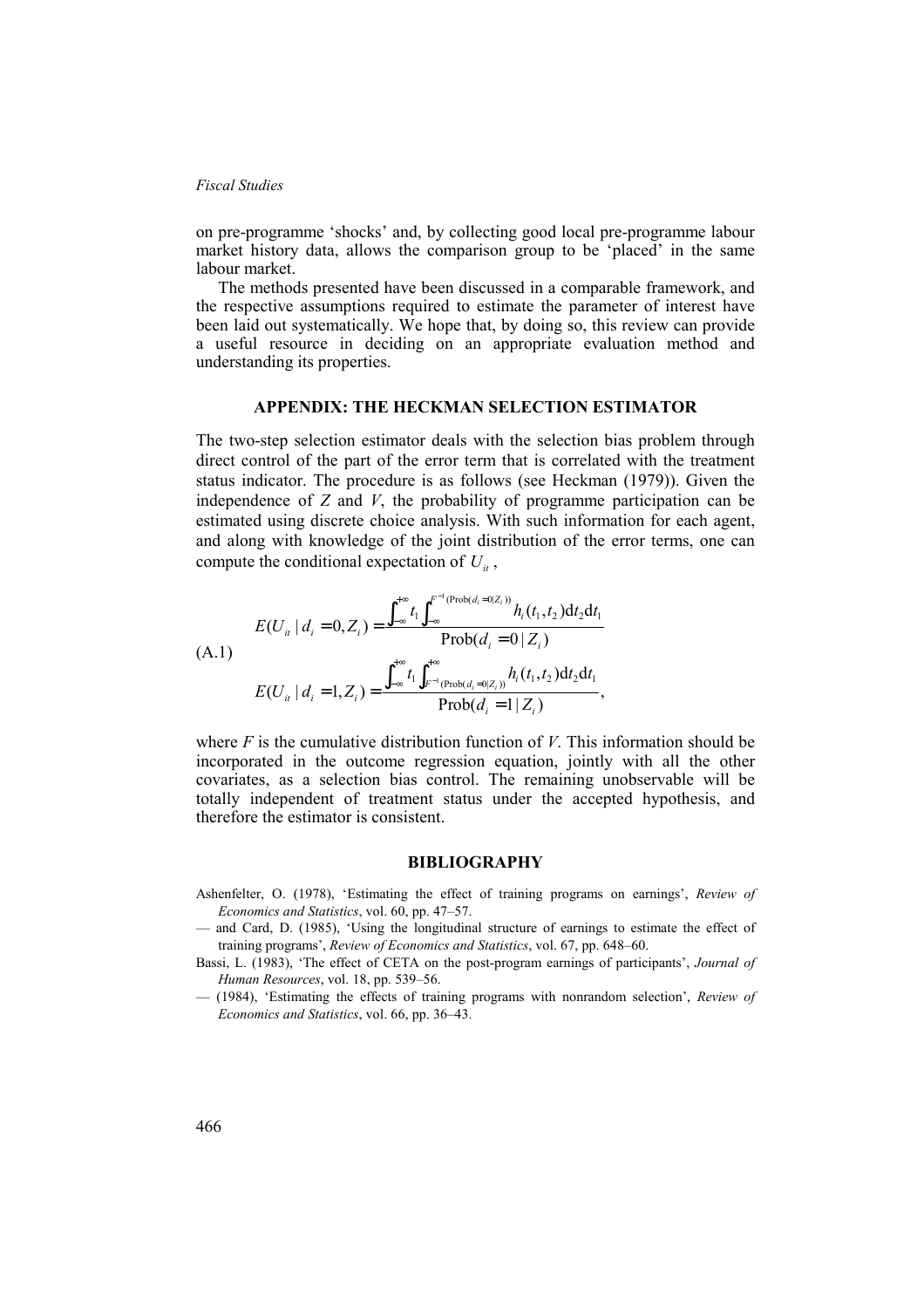on pre-programme 'shocks' and, by collecting good local pre-programme labour market history data, allows the comparison group to be 'placed' in the same labour market.

The methods presented have been discussed in a comparable framework, and the respective assumptions required to estimate the parameter of interest have been laid out systematically. We hope that, by doing so, this review can provide a useful resource in deciding on an appropriate evaluation method and understanding its properties.

## APPENDIX: THE HECKMAN SELECTION ESTIMATOR

The two-step selection estimator deals with the selection bias problem through direct control of the part of the error term that is correlated with the treatment status indicator. The procedure is as follows (see Heckman (1979)). Given the independence of $Z$ and $V$, the probability of programme participation can be estimated using discrete choice analysis. With such information for each agent, and along with knowledge of the joint distribution of the error terms, one can compute the conditional expectation of $U_{it}$,

$$
\text{(A.1)} \quad
\begin{aligned}
E(U_{it} \mid d_i = 0, Z_i) &= \frac{\int_{-\infty}^{+\infty} t_1 \int_{-\infty}^{F^{-1}(\text{Prob}(d_i=0|Z_i))} h_i(t_1,t_2)\,\mathrm{d}t_2\mathrm{d}t_1}{\text{Prob}(d_i = 0 \mid Z_i)} \\
E(U_{it} \mid d_i = 1, Z_i) &= \frac{\int_{-\infty}^{+\infty} t_1 \int_{F^{-1}(\text{Prob}(d_i=0|Z_i))}^{+\infty} h_i(t_1,t_2)\,\mathrm{d}t_2\mathrm{d}t_1}{\text{Prob}(d_i = 1 \mid Z_i)},
\end{aligned}
$$

where $F$ is the cumulative distribution function of $V$. This information should be incorporated in the outcome regression equation, jointly with all the other covariates, as a selection bias control. The remaining unobservable will be totally independent of treatment status under the accepted hypothesis, and therefore the estimator is consistent.

## BIBLIOGRAPHY

Ashenfelter, O. (1978), 'Estimating the effect of training programs on earnings', *Review of Economics and Statistics*, vol. 60, pp. 47–57.

— and Card, D. (1985), 'Using the longitudinal structure of earnings to estimate the effect of training programs', *Review of Economics and Statistics*, vol. 67, pp. 648–60.

Bassi, L. (1983), 'The effect of CETA on the post-program earnings of participants', *Journal of Human Resources*, vol. 18, pp. 539–56.

— (1984), 'Estimating the effects of training programs with nonrandom selection', *Review of Economics and Statistics*, vol. 66, pp. 36–43.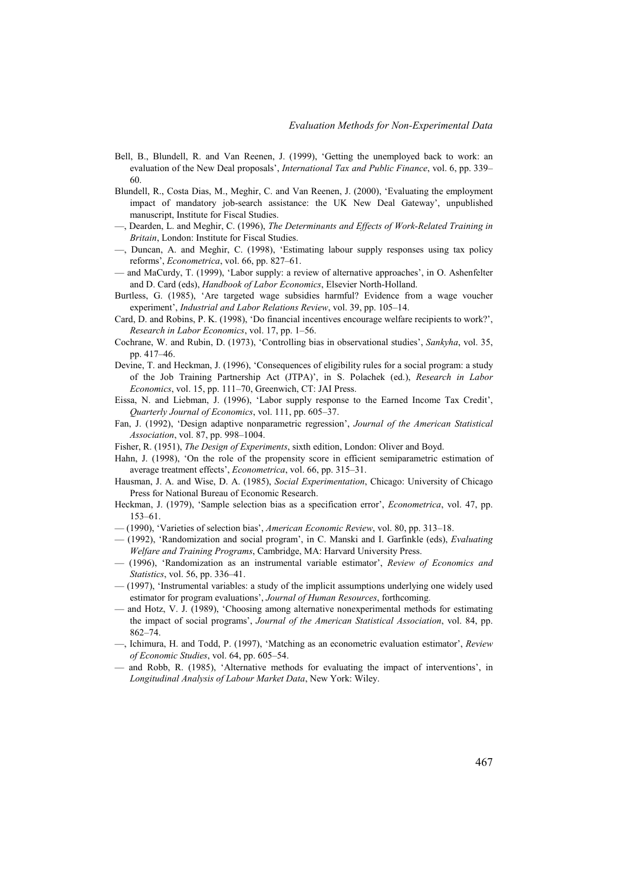Bell, B., Blundell, R. and Van Reenen, J. (1999), 'Getting the unemployed back to work: an evaluation of the New Deal proposals', *International Tax and Public Finance*, vol. 6, pp. 339–60.

Blundell, R., Costa Dias, M., Meghir, C. and Van Reenen, J. (2000), 'Evaluating the employment impact of mandatory job-search assistance: the UK New Deal Gateway', unpublished manuscript, Institute for Fiscal Studies.

—, Dearden, L. and Meghir, C. (1996), *The Determinants and Effects of Work-Related Training in Britain*, London: Institute for Fiscal Studies.

—, Duncan, A. and Meghir, C. (1998), 'Estimating labour supply responses using tax policy reforms', *Econometrica*, vol. 66, pp. 827–61.

— and MaCurdy, T. (1999), 'Labor supply: a review of alternative approaches', in O. Ashenfelter and D. Card (eds), *Handbook of Labor Economics*, Elsevier North-Holland.

Burtless, G. (1985), 'Are targeted wage subsidies harmful? Evidence from a wage voucher experiment', *Industrial and Labor Relations Review*, vol. 39, pp. 105–14.

Card, D. and Robins, P. K. (1998), 'Do financial incentives encourage welfare recipients to work?', *Research in Labor Economics*, vol. 17, pp. 1–56.

Cochrane, W. and Rubin, D. (1973), 'Controlling bias in observational studies', *Sankyha*, vol. 35, pp. 417–46.

Devine, T. and Heckman, J. (1996), 'Consequences of eligibility rules for a social program: a study of the Job Training Partnership Act (JTPA)', in S. Polachek (ed.), *Research in Labor Economics*, vol. 15, pp. 111–70, Greenwich, CT: JAI Press.

Eissa, N. and Liebman, J. (1996), 'Labor supply response to the Earned Income Tax Credit', *Quarterly Journal of Economics*, vol. 111, pp. 605–37.

Fan, J. (1992), 'Design adaptive nonparametric regression', *Journal of the American Statistical Association*, vol. 87, pp. 998–1004.

Fisher, R. (1951), *The Design of Experiments*, sixth edition, London: Oliver and Boyd.

Hahn, J. (1998), 'On the role of the propensity score in efficient semiparametric estimation of average treatment effects', *Econometrica*, vol. 66, pp. 315–31.

Hausman, J. A. and Wise, D. A. (1985), *Social Experimentation*, Chicago: University of Chicago Press for National Bureau of Economic Research.

Heckman, J. (1979), 'Sample selection bias as a specification error', *Econometrica*, vol. 47, pp. 153–61.

— (1990), 'Varieties of selection bias', *American Economic Review*, vol. 80, pp. 313–18.

— (1992), 'Randomization and social program', in C. Manski and I. Garfinkle (eds), *Evaluating Welfare and Training Programs*, Cambridge, MA: Harvard University Press.

— (1996), 'Randomization as an instrumental variable estimator', *Review of Economics and Statistics*, vol. 56, pp. 336–41.

— (1997), 'Instrumental variables: a study of the implicit assumptions underlying one widely used estimator for program evaluations', *Journal of Human Resources*, forthcoming.

— and Hotz, V. J. (1989), 'Choosing among alternative nonexperimental methods for estimating the impact of social programs', *Journal of the American Statistical Association*, vol. 84, pp. 862–74.

—, Ichimura, H. and Todd, P. (1997), 'Matching as an econometric evaluation estimator', *Review of Economic Studies*, vol. 64, pp. 605–54.

— and Robb, R. (1985), 'Alternative methods for evaluating the impact of interventions', in *Longitudinal Analysis of Labour Market Data*, New York: Wiley.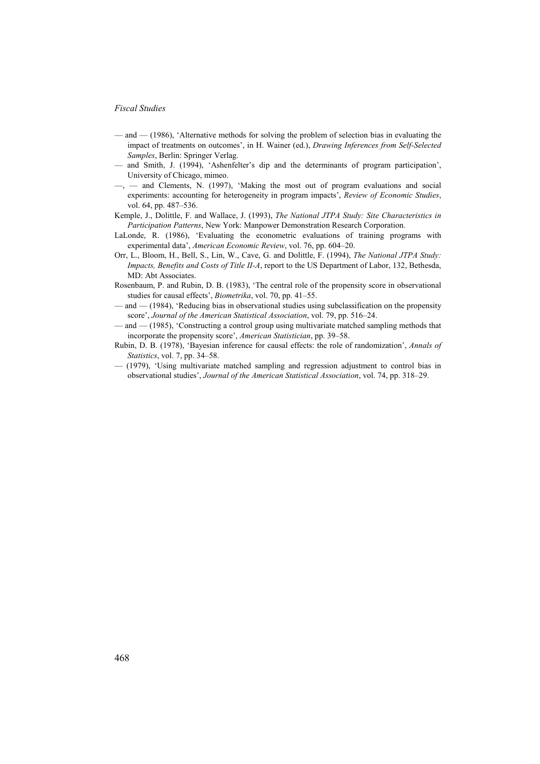— and — (1986), 'Alternative methods for solving the problem of selection bias in evaluating the impact of treatments on outcomes', in H. Wainer (ed.), *Drawing Inferences from Self-Selected Samples*, Berlin: Springer Verlag.

— and Smith, J. (1994), 'Ashenfelter's dip and the determinants of program participation', University of Chicago, mimeo.

—, — and Clements, N. (1997), 'Making the most out of program evaluations and social experiments: accounting for heterogeneity in program impacts', *Review of Economic Studies*, vol. 64, pp. 487–536.

Kemple, J., Dolittle, F. and Wallace, J. (1993), *The National JTPA Study: Site Characteristics in Participation Patterns*, New York: Manpower Demonstration Research Corporation.

LaLonde, R. (1986), 'Evaluating the econometric evaluations of training programs with experimental data', *American Economic Review*, vol. 76, pp. 604–20.

Orr, L., Bloom, H., Bell, S., Lin, W., Cave, G. and Dolittle, F. (1994), *The National JTPA Study: Impacts, Benefits and Costs of Title II-A*, report to the US Department of Labor, 132, Bethesda, MD: Abt Associates.

Rosenbaum, P. and Rubin, D. B. (1983), 'The central role of the propensity score in observational studies for causal effects', *Biometrika*, vol. 70, pp. 41–55.

— and — (1984), 'Reducing bias in observational studies using subclassification on the propensity score', *Journal of the American Statistical Association*, vol. 79, pp. 516–24.

— and — (1985), 'Constructing a control group using multivariate matched sampling methods that incorporate the propensity score', *American Statistician*, pp. 39–58.

Rubin, D. B. (1978), 'Bayesian inference for causal effects: the role of randomization', *Annals of Statistics*, vol. 7, pp. 34–58.

— (1979), 'Using multivariate matched sampling and regression adjustment to control bias in observational studies', *Journal of the American Statistical Association*, vol. 74, pp. 318–29.